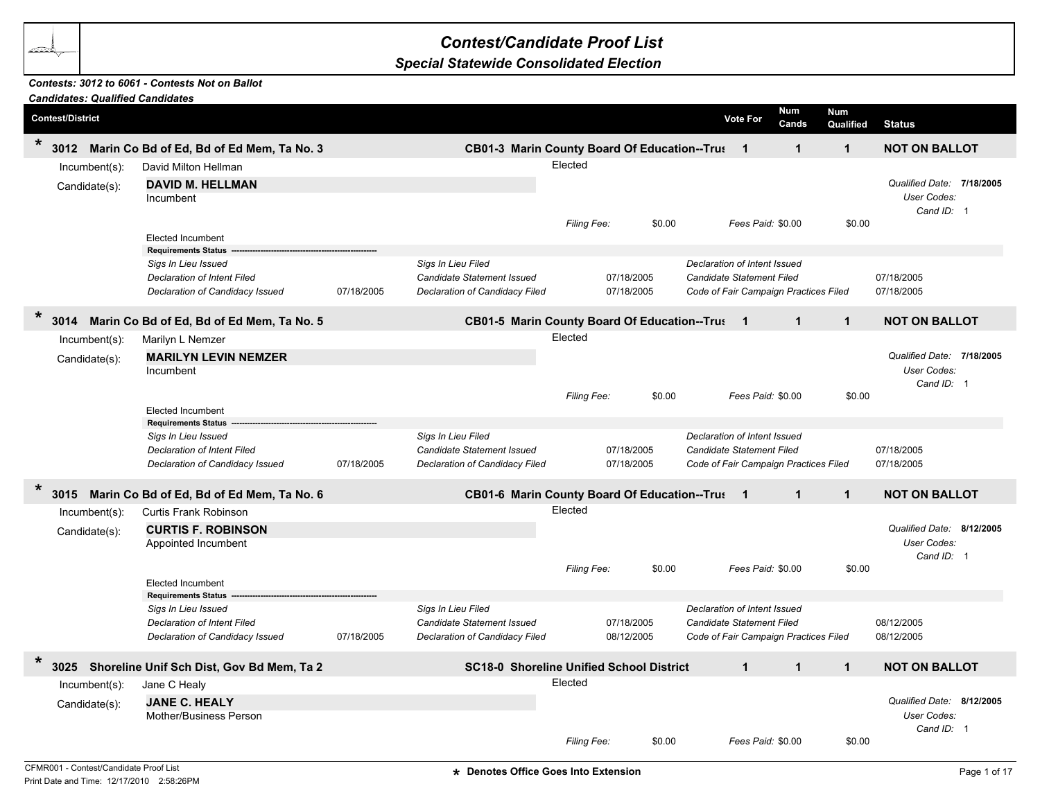# Contest/Candidate Proof List

## Special Statewide Consolidated Election

***Contests: 3012 to 6061 - Contests Not on Ballot***
***Candidates: Qualified Candidates***

| Contest/District | | Vote For | Num Cands | Num Qualified | Status |
|---|---|---|---|---|---|
| * **3012 Marin Co Bd of Ed, Bd of Ed Mem, Ta No. 3** | **CB01-3 Marin County Board Of Education--Trus** | **1** | **1** | **1** | **NOT ON BALLOT** |

Incumbent(s): David Milton Hellman — Elected

Candidate(s): **DAVID M. HELLMAN**
Incumbent

*Qualified Date:* **7/18/2005**
*User Codes:*
*Cand ID:* 1

*Filing Fee:* $0.00 *Fees Paid:* $0.00 $0.00

Elected Incumbent

**Requirements Status**

| | | | | | |
|---|---|---|---|---|---|
| *Sigs In Lieu Issued* | | *Sigs In Lieu Filed* | | *Declaration of Intent Issued* | |
| *Declaration of Intent Filed* | | *Candidate Statement Issued* | 07/18/2005 | *Candidate Statement Filed* | 07/18/2005 |
| *Declaration of Candidacy Issued* | 07/18/2005 | *Declaration of Candidacy Filed* | 07/18/2005 | *Code of Fair Campaign Practices Filed* | 07/18/2005 |

| Contest/District | | Vote For | Num Cands | Num Qualified | Status |
|---|---|---|---|---|---|
| * **3014 Marin Co Bd of Ed, Bd of Ed Mem, Ta No. 5** | **CB01-5 Marin County Board Of Education--Trus** | **1** | **1** | **1** | **NOT ON BALLOT** |

Incumbent(s): Marilyn L Nemzer — Elected

Candidate(s): **MARILYN LEVIN NEMZER**
Incumbent

*Qualified Date:* **7/18/2005**
*User Codes:*
*Cand ID:* 1

*Filing Fee:* $0.00 *Fees Paid:* $0.00 $0.00

Elected Incumbent

**Requirements Status**

| | | | | | |
|---|---|---|---|---|---|
| *Sigs In Lieu Issued* | | *Sigs In Lieu Filed* | | *Declaration of Intent Issued* | |
| *Declaration of Intent Filed* | | *Candidate Statement Issued* | 07/18/2005 | *Candidate Statement Filed* | 07/18/2005 |
| *Declaration of Candidacy Issued* | 07/18/2005 | *Declaration of Candidacy Filed* | 07/18/2005 | *Code of Fair Campaign Practices Filed* | 07/18/2005 |

| Contest/District | | Vote For | Num Cands | Num Qualified | Status |
|---|---|---|---|---|---|
| * **3015 Marin Co Bd of Ed, Bd of Ed Mem, Ta No. 6** | **CB01-6 Marin County Board Of Education--Trus** | **1** | **1** | **1** | **NOT ON BALLOT** |

Incumbent(s): Curtis Frank Robinson — Elected

Candidate(s): **CURTIS F. ROBINSON**
Appointed Incumbent

*Qualified Date:* **8/12/2005**
*User Codes:*
*Cand ID:* 1

*Filing Fee:* $0.00 *Fees Paid:* $0.00 $0.00

Elected Incumbent

**Requirements Status**

| | | | | | |
|---|---|---|---|---|---|
| *Sigs In Lieu Issued* | | *Sigs In Lieu Filed* | | *Declaration of Intent Issued* | |
| *Declaration of Intent Filed* | | *Candidate Statement Issued* | 07/18/2005 | *Candidate Statement Filed* | 08/12/2005 |
| *Declaration of Candidacy Issued* | 07/18/2005 | *Declaration of Candidacy Filed* | 08/12/2005 | *Code of Fair Campaign Practices Filed* | 08/12/2005 |

| Contest/District | | Vote For | Num Cands | Num Qualified | Status |
|---|---|---|---|---|---|
| * **3025 Shoreline Unif Sch Dist, Gov Bd Mem, Ta 2** | **SC18-0 Shoreline Unified School District** | **1** | **1** | **1** | **NOT ON BALLOT** |

Incumbent(s): Jane C Healy — Elected

Candidate(s): **JANE C. HEALY**
Mother/Business Person

*Qualified Date:* **8/12/2005**
*User Codes:*
*Cand ID:* 1

*Filing Fee:* $0.00 *Fees Paid:* $0.00 $0.00

CFMR001 - Contest/Candidate Proof List
Print Date and Time: 12/17/2010 2:58:26PM

\* Denotes Office Goes Into Extension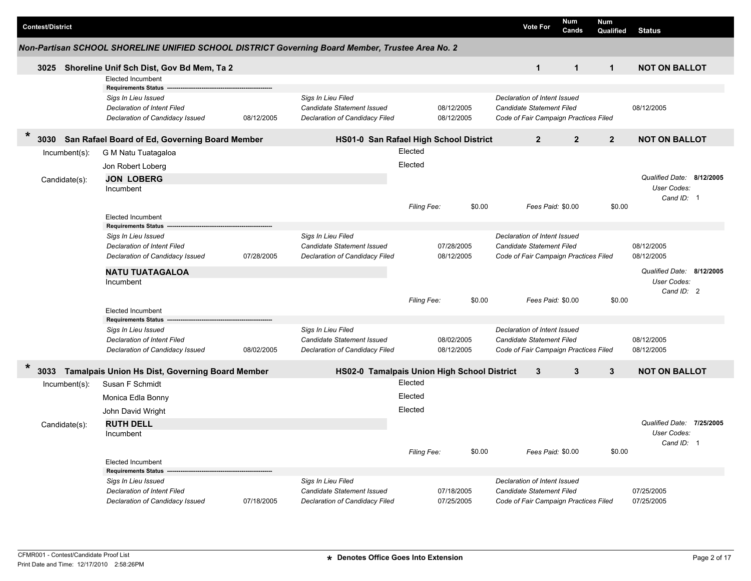| Contest/District | Vote For | Num Cands | Num Qualified | Status |
| --- | --- | --- | --- | --- |

## Non-Partisan SCHOOL SHORELINE UNIFIED SCHOOL DISTRICT Governing Board Member, Trustee Area No. 2

**3025 Shoreline Unif Sch Dist, Gov Bd Mem, Ta 2** — Vote For: **1** | Num Cands: **1** | Num Qualified: **1** | **NOT ON BALLOT**

Elected Incumbent

**Requirements Status**

| | | | | | |
| --- | --- | --- | --- | --- | --- |
| *Sigs In Lieu Issued* | | *Sigs In Lieu Filed* | | *Declaration of Intent Issued* | |
| *Declaration of Intent Filed* | | *Candidate Statement Issued* | 08/12/2005 | *Candidate Statement Filed* | 08/12/2005 |
| *Declaration of Candidacy Issued* | 08/12/2005 | *Declaration of Candidacy Filed* | 08/12/2005 | *Code of Fair Campaign Practices Filed* | |

\* **3030 San Rafael Board of Ed, Governing Board Member** — **HS01-0 San Rafael High School District** — Vote For: **2** | Num Cands: **2** | Num Qualified: **2** | **NOT ON BALLOT**

Incumbent(s):
- G M Natu Tuatagaloa — Elected
- Jon Robert Loberg — Elected

Candidate(s):

**JON LOBERG**
Incumbent

*Qualified Date:* **8/12/2005**
*User Codes:*
*Cand ID:* 1

*Filing Fee:* $0.00 *Fees Paid:* $0.00 $0.00

Elected Incumbent

**Requirements Status**

| | | | | | |
| --- | --- | --- | --- | --- | --- |
| *Sigs In Lieu Issued* | | *Sigs In Lieu Filed* | | *Declaration of Intent Issued* | |
| *Declaration of Intent Filed* | | *Candidate Statement Issued* | 07/28/2005 | *Candidate Statement Filed* | 08/12/2005 |
| *Declaration of Candidacy Issued* | 07/28/2005 | *Declaration of Candidacy Filed* | 08/12/2005 | *Code of Fair Campaign Practices Filed* | 08/12/2005 |

**NATU TUATAGALOA**
Incumbent

*Qualified Date:* **8/12/2005**
*User Codes:*
*Cand ID:* 2

*Filing Fee:* $0.00 *Fees Paid:* $0.00 $0.00

Elected Incumbent

**Requirements Status**

| | | | | | |
| --- | --- | --- | --- | --- | --- |
| *Sigs In Lieu Issued* | | *Sigs In Lieu Filed* | | *Declaration of Intent Issued* | |
| *Declaration of Intent Filed* | | *Candidate Statement Issued* | 08/02/2005 | *Candidate Statement Filed* | 08/12/2005 |
| *Declaration of Candidacy Issued* | 08/02/2005 | *Declaration of Candidacy Filed* | 08/12/2005 | *Code of Fair Campaign Practices Filed* | 08/12/2005 |

\* **3033 Tamalpais Union Hs Dist, Governing Board Member** — **HS02-0 Tamalpais Union High School District** — Vote For: **3** | Num Cands: **3** | Num Qualified: **3** | **NOT ON BALLOT**

Incumbent(s):
- Susan F Schmidt — Elected
- Monica Edla Bonny — Elected
- John David Wright — Elected

Candidate(s):

**RUTH DELL**
Incumbent

*Qualified Date:* **7/25/2005**
*User Codes:*
*Cand ID:* 1

*Filing Fee:* $0.00 *Fees Paid:* $0.00 $0.00

Elected Incumbent

**Requirements Status**

| | | | | | |
| --- | --- | --- | --- | --- | --- |
| *Sigs In Lieu Issued* | | *Sigs In Lieu Filed* | | *Declaration of Intent Issued* | |
| *Declaration of Intent Filed* | | *Candidate Statement Issued* | 07/18/2005 | *Candidate Statement Filed* | 07/25/2005 |
| *Declaration of Candidacy Issued* | 07/18/2005 | *Declaration of Candidacy Filed* | 07/25/2005 | *Code of Fair Campaign Practices Filed* | 07/25/2005 |

CFMR001 - Contest/Candidate Proof List
Print Date and Time: 12/17/2010 2:58:26PM

\* Denotes Office Goes Into Extension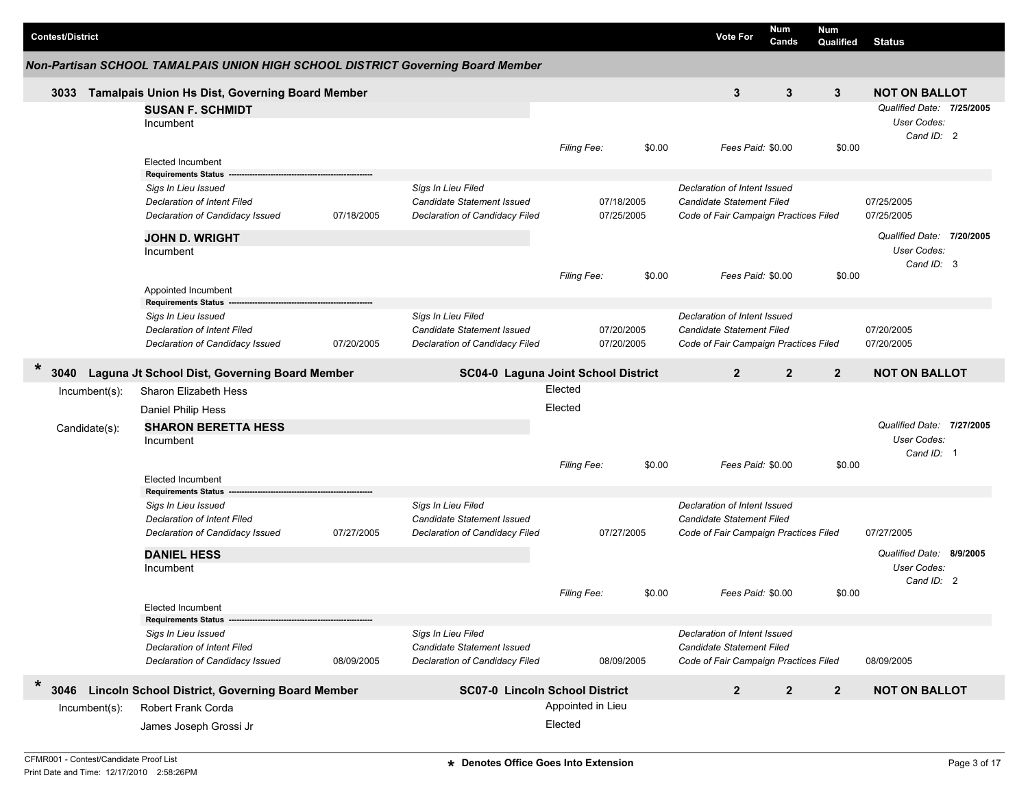| Contest/District | Vote For | Num Cands | Num Qualified | Status |
|---|---|---|---|---|

## Non-Partisan SCHOOL TAMALPAIS UNION HIGH SCHOOL DISTRICT Governing Board Member

### 3033 Tamalpais Union Hs Dist, Governing Board Member

| Vote For | Num Cands | Num Qualified | Status |
|---|---|---|---|
| 3 | 3 | 3 | NOT ON BALLOT |

**SUSAN F. SCHMIDT**
Incumbent

*Qualified Date:* **7/25/2005**
*User Codes:*
*Cand ID:* 2

*Filing Fee:* $0.00 *Fees Paid:* $0.00 $0.00

Elected Incumbent

**Requirements Status**

| | | | | | |
|---|---|---|---|---|---|
| *Sigs In Lieu Issued* | | *Sigs In Lieu Filed* | | *Declaration of Intent Issued* | |
| *Declaration of Intent Filed* | | *Candidate Statement Issued* | 07/18/2005 | *Candidate Statement Filed* | 07/25/2005 |
| *Declaration of Candidacy Issued* | 07/18/2005 | *Declaration of Candidacy Filed* | 07/25/2005 | *Code of Fair Campaign Practices Filed* | 07/25/2005 |

**JOHN D. WRIGHT**
Incumbent

*Qualified Date:* **7/20/2005**
*User Codes:*
*Cand ID:* 3

*Filing Fee:* $0.00 *Fees Paid:* $0.00 $0.00

Appointed Incumbent

**Requirements Status**

| | | | | | |
|---|---|---|---|---|---|
| *Sigs In Lieu Issued* | | *Sigs In Lieu Filed* | | *Declaration of Intent Issued* | |
| *Declaration of Intent Filed* | | *Candidate Statement Issued* | 07/20/2005 | *Candidate Statement Filed* | 07/20/2005 |
| *Declaration of Candidacy Issued* | 07/20/2005 | *Declaration of Candidacy Filed* | 07/20/2005 | *Code of Fair Campaign Practices Filed* | 07/20/2005 |

### * 3040 Laguna Jt School Dist, Governing Board Member — SC04-0 Laguna Joint School District

| Vote For | Num Cands | Num Qualified | Status |
|---|---|---|---|
| 2 | 2 | 2 | NOT ON BALLOT |

Incumbent(s):

| | |
|---|---|
| Sharon Elizabeth Hess | Elected |
| Daniel Philip Hess | Elected |

Candidate(s):

**SHARON BERETTA HESS**
Incumbent

*Qualified Date:* **7/27/2005**
*User Codes:*
*Cand ID:* 1

*Filing Fee:* $0.00 *Fees Paid:* $0.00 $0.00

Elected Incumbent

**Requirements Status**

| | | | | | |
|---|---|---|---|---|---|
| *Sigs In Lieu Issued* | | *Sigs In Lieu Filed* | | *Declaration of Intent Issued* | |
| *Declaration of Intent Filed* | | *Candidate Statement Issued* | | *Candidate Statement Filed* | |
| *Declaration of Candidacy Issued* | 07/27/2005 | *Declaration of Candidacy Filed* | 07/27/2005 | *Code of Fair Campaign Practices Filed* | 07/27/2005 |

**DANIEL HESS**
Incumbent

*Qualified Date:* **8/9/2005**
*User Codes:*
*Cand ID:* 2

*Filing Fee:* $0.00 *Fees Paid:* $0.00 $0.00

Elected Incumbent

**Requirements Status**

| | | | | | |
|---|---|---|---|---|---|
| *Sigs In Lieu Issued* | | *Sigs In Lieu Filed* | | *Declaration of Intent Issued* | |
| *Declaration of Intent Filed* | | *Candidate Statement Issued* | | *Candidate Statement Filed* | |
| *Declaration of Candidacy Issued* | 08/09/2005 | *Declaration of Candidacy Filed* | 08/09/2005 | *Code of Fair Campaign Practices Filed* | 08/09/2005 |

### * 3046 Lincoln School District, Governing Board Member — SC07-0 Lincoln School District

| Vote For | Num Cands | Num Qualified | Status |
|---|---|---|---|
| 2 | 2 | 2 | NOT ON BALLOT |

Incumbent(s):

| | |
|---|---|
| Robert Frank Corda | Appointed in Lieu |
| James Joseph Grossi Jr | Elected |

CFMR001 - Contest/Candidate Proof List
Print Date and Time: 12/17/2010 2:58:26PM

* Denotes Office Goes Into Extension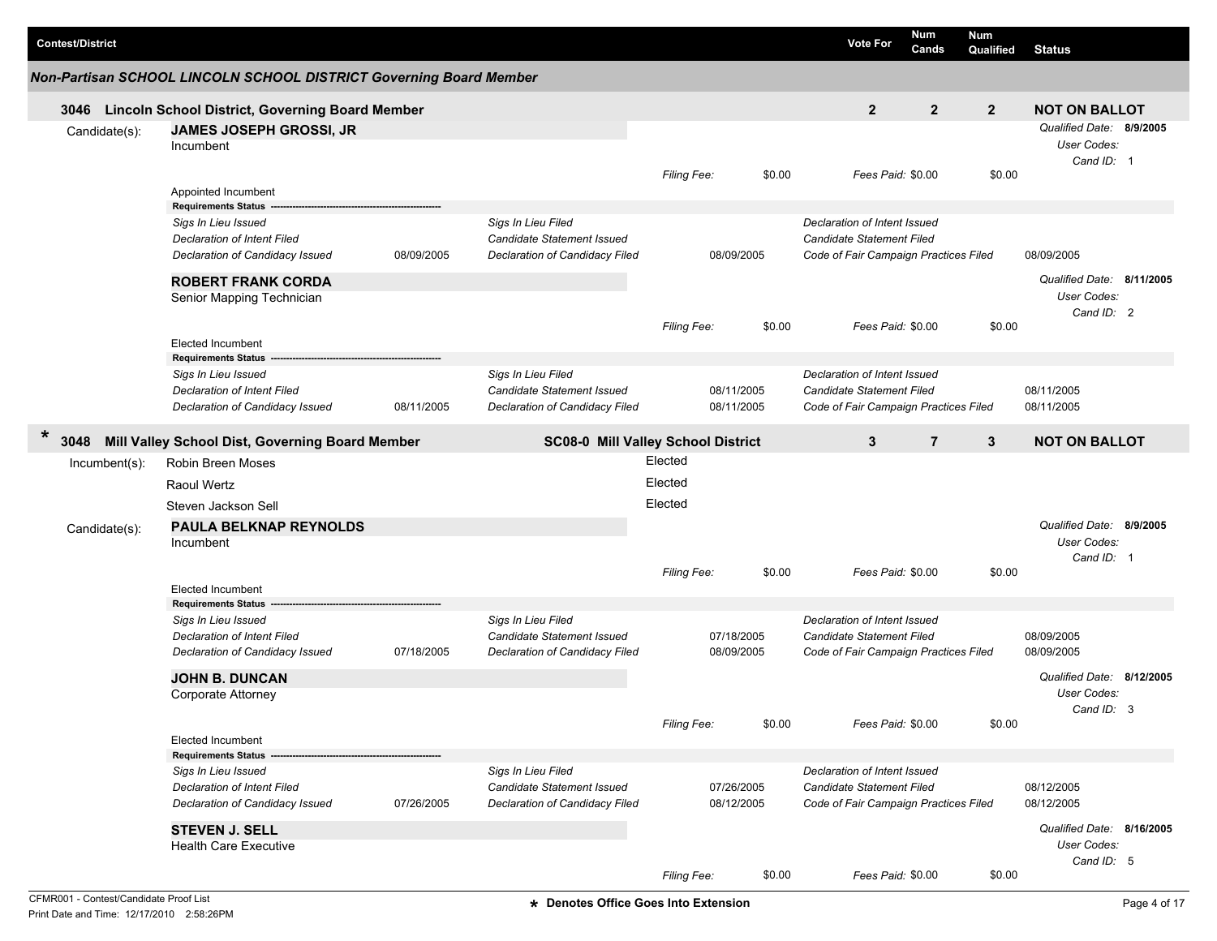| Contest/District | Vote For | Num Cands | Num Qualified | Status |
|---|---|---|---|---|

## Non-Partisan SCHOOL LINCOLN SCHOOL DISTRICT Governing Board Member

### 3046 Lincoln School District, Governing Board Member

| Vote For | Num Cands | Num Qualified | Status |
|---|---|---|---|
| 2 | 2 | 2 | NOT ON BALLOT |

**Candidate(s):**

**JAMES JOSEPH GROSSI, JR**
Incumbent

*Qualified Date:* **8/9/2005**
*User Codes:*
*Cand ID:* 1

*Filing Fee:* $0.00 *Fees Paid:* $0.00 $0.00

Appointed Incumbent

**Requirements Status**

| | | | | | |
|---|---|---|---|---|---|
| *Sigs In Lieu Issued* | | *Sigs In Lieu Filed* | | *Declaration of Intent Issued* | |
| *Declaration of Intent Filed* | | *Candidate Statement Issued* | | *Candidate Statement Filed* | |
| *Declaration of Candidacy Issued* | 08/09/2005 | *Declaration of Candidacy Filed* | 08/09/2005 | *Code of Fair Campaign Practices Filed* | 08/09/2005 |

**ROBERT FRANK CORDA**
Senior Mapping Technician

*Qualified Date:* **8/11/2005**
*User Codes:*
*Cand ID:* 2

*Filing Fee:* $0.00 *Fees Paid:* $0.00 $0.00

Elected Incumbent

**Requirements Status**

| | | | | | |
|---|---|---|---|---|---|
| *Sigs In Lieu Issued* | | *Sigs In Lieu Filed* | | *Declaration of Intent Issued* | |
| *Declaration of Intent Filed* | | *Candidate Statement Issued* | 08/11/2005 | *Candidate Statement Filed* | 08/11/2005 |
| *Declaration of Candidacy Issued* | 08/11/2005 | *Declaration of Candidacy Filed* | 08/11/2005 | *Code of Fair Campaign Practices Filed* | 08/11/2005 |

### * 3048 Mill Valley School Dist, Governing Board Member — SC08-0 Mill Valley School District

| Vote For | Num Cands | Num Qualified | Status |
|---|---|---|---|
| 3 | 7 | 3 | NOT ON BALLOT |

**Incumbent(s):**

| | |
|---|---|
| Robin Breen Moses | Elected |
| Raoul Wertz | Elected |
| Steven Jackson Sell | Elected |

**Candidate(s):**

**PAULA BELKNAP REYNOLDS**
Incumbent

*Qualified Date:* **8/9/2005**
*User Codes:*
*Cand ID:* 1

*Filing Fee:* $0.00 *Fees Paid:* $0.00 $0.00

Elected Incumbent

**Requirements Status**

| | | | | | |
|---|---|---|---|---|---|
| *Sigs In Lieu Issued* | | *Sigs In Lieu Filed* | | *Declaration of Intent Issued* | |
| *Declaration of Intent Filed* | | *Candidate Statement Issued* | 07/18/2005 | *Candidate Statement Filed* | 08/09/2005 |
| *Declaration of Candidacy Issued* | 07/18/2005 | *Declaration of Candidacy Filed* | 08/09/2005 | *Code of Fair Campaign Practices Filed* | 08/09/2005 |

**JOHN B. DUNCAN**
Corporate Attorney

*Qualified Date:* **8/12/2005**
*User Codes:*
*Cand ID:* 3

*Filing Fee:* $0.00 *Fees Paid:* $0.00 $0.00

Elected Incumbent

**Requirements Status**

| | | | | | |
|---|---|---|---|---|---|
| *Sigs In Lieu Issued* | | *Sigs In Lieu Filed* | | *Declaration of Intent Issued* | |
| *Declaration of Intent Filed* | | *Candidate Statement Issued* | 07/26/2005 | *Candidate Statement Filed* | 08/12/2005 |
| *Declaration of Candidacy Issued* | 07/26/2005 | *Declaration of Candidacy Filed* | 08/12/2005 | *Code of Fair Campaign Practices Filed* | 08/12/2005 |

**STEVEN J. SELL**
Health Care Executive

*Qualified Date:* **8/16/2005**
*User Codes:*
*Cand ID:* 5

*Filing Fee:* $0.00 *Fees Paid:* $0.00 $0.00

CFMR001 - Contest/Candidate Proof List
Print Date and Time: 12/17/2010 2:58:26PM

**\* Denotes Office Goes Into Extension**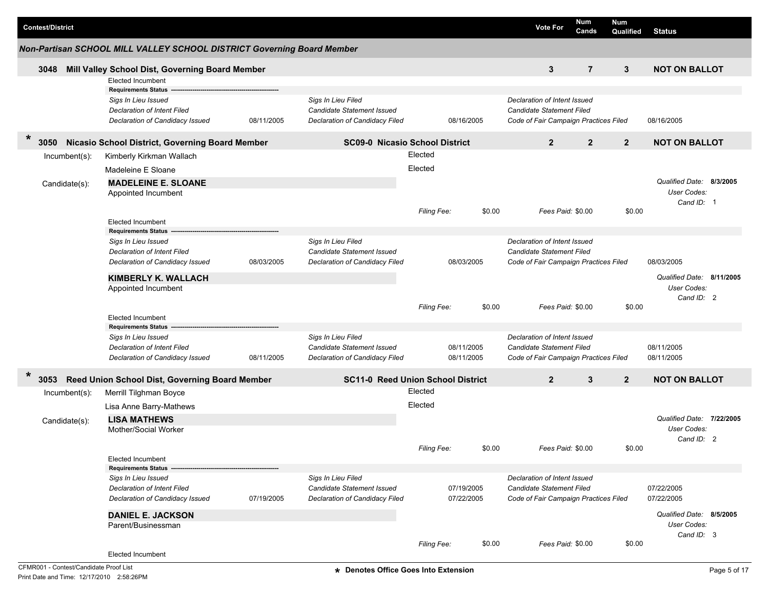| Contest/District | Vote For | Num Cands | Num Qualified | Status |
|---|---|---|---|---|

## Non-Partisan SCHOOL MILL VALLEY SCHOOL DISTRICT Governing Board Member

**3048 Mill Valley School Dist, Governing Board Member** — Vote For: **3** | Num Cands: **7** | Num Qualified: **3** | **NOT ON BALLOT**

Elected Incumbent

**Requirements Status**

| | | | | | |
|---|---|---|---|---|---|
| *Sigs In Lieu Issued* | | *Sigs In Lieu Filed* | | *Declaration of Intent Issued* | |
| *Declaration of Intent Filed* | | *Candidate Statement Issued* | | *Candidate Statement Filed* | |
| *Declaration of Candidacy Issued* | 08/11/2005 | *Declaration of Candidacy Filed* | 08/16/2005 | *Code of Fair Campaign Practices Filed* | 08/16/2005 |

---

\* **3050 Nicasio School District, Governing Board Member** — **SC09-0 Nicasio School District** — Vote For: **2** | Num Cands: **2** | Num Qualified: **2** | **NOT ON BALLOT**

Incumbent(s):
- Kimberly Kirkman Wallach — Elected
- Madeleine E Sloane — Elected

Candidate(s):

**MADELEINE E. SLOANE**
Appointed Incumbent

*Qualified Date:* **8/3/2005**
*User Codes:*
*Cand ID:* 1

*Filing Fee:* $0.00 *Fees Paid:* $0.00 $0.00

Elected Incumbent

**Requirements Status**

| | | | | | |
|---|---|---|---|---|---|
| *Sigs In Lieu Issued* | | *Sigs In Lieu Filed* | | *Declaration of Intent Issued* | |
| *Declaration of Intent Filed* | | *Candidate Statement Issued* | | *Candidate Statement Filed* | |
| *Declaration of Candidacy Issued* | 08/03/2005 | *Declaration of Candidacy Filed* | 08/03/2005 | *Code of Fair Campaign Practices Filed* | 08/03/2005 |

**KIMBERLY K. WALLACH**
Appointed Incumbent

*Qualified Date:* **8/11/2005**
*User Codes:*
*Cand ID:* 2

*Filing Fee:* $0.00 *Fees Paid:* $0.00 $0.00

Elected Incumbent

**Requirements Status**

| | | | | | |
|---|---|---|---|---|---|
| *Sigs In Lieu Issued* | | *Sigs In Lieu Filed* | | *Declaration of Intent Issued* | |
| *Declaration of Intent Filed* | | *Candidate Statement Issued* | 08/11/2005 | *Candidate Statement Filed* | 08/11/2005 |
| *Declaration of Candidacy Issued* | 08/11/2005 | *Declaration of Candidacy Filed* | 08/11/2005 | *Code of Fair Campaign Practices Filed* | 08/11/2005 |

---

\* **3053 Reed Union School Dist, Governing Board Member** — **SC11-0 Reed Union School District** — Vote For: **2** | Num Cands: **3** | Num Qualified: **2** | **NOT ON BALLOT**

Incumbent(s):
- Merrill Tilghman Boyce — Elected
- Lisa Anne Barry-Mathews — Elected

Candidate(s):

**LISA MATHEWS**
Mother/Social Worker

*Qualified Date:* **7/22/2005**
*User Codes:*
*Cand ID:* 2

*Filing Fee:* $0.00 *Fees Paid:* $0.00 $0.00

Elected Incumbent

**Requirements Status**

| | | | | | |
|---|---|---|---|---|---|
| *Sigs In Lieu Issued* | | *Sigs In Lieu Filed* | | *Declaration of Intent Issued* | |
| *Declaration of Intent Filed* | | *Candidate Statement Issued* | 07/19/2005 | *Candidate Statement Filed* | 07/22/2005 |
| *Declaration of Candidacy Issued* | 07/19/2005 | *Declaration of Candidacy Filed* | 07/22/2005 | *Code of Fair Campaign Practices Filed* | 07/22/2005 |

**DANIEL E. JACKSON**
Parent/Businessman

*Qualified Date:* **8/5/2005**
*User Codes:*
*Cand ID:* 3

*Filing Fee:* $0.00 *Fees Paid:* $0.00 $0.00

Elected Incumbent

CFMR001 - Contest/Candidate Proof List
Print Date and Time: 12/17/2010 2:58:26PM

\* Denotes Office Goes Into Extension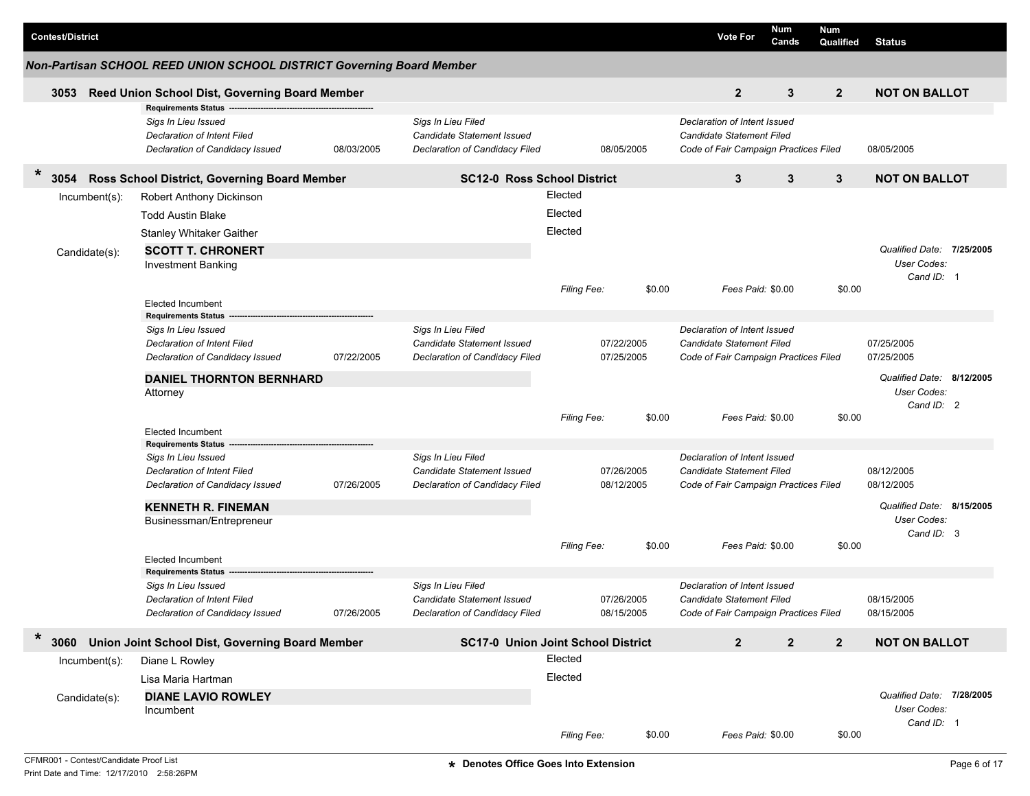| Contest/District | Vote For | Num Cands | Num Qualified | Status |
|---|---|---|---|---|

## Non-Partisan SCHOOL REED UNION SCHOOL DISTRICT Governing Board Member

### 3053 Reed Union School Dist, Governing Board Member

| Vote For | Num Cands | Num Qualified | Status |
|---|---|---|---|
| 2 | 3 | 2 | NOT ON BALLOT |

**Requirements Status**

| | | | | | |
|---|---|---|---|---|---|
| *Sigs In Lieu Issued* | | *Sigs In Lieu Filed* | | *Declaration of Intent Issued* | |
| *Declaration of Intent Filed* | | *Candidate Statement Issued* | | *Candidate Statement Filed* | |
| *Declaration of Candidacy Issued* | 08/03/2005 | *Declaration of Candidacy Filed* | 08/05/2005 | *Code of Fair Campaign Practices Filed* | 08/05/2005 |

### * 3054 Ross School District, Governing Board Member — SC12-0 Ross School District

| Vote For | Num Cands | Num Qualified | Status |
|---|---|---|---|
| 3 | 3 | 3 | NOT ON BALLOT |

Incumbent(s):
- Robert Anthony Dickinson — Elected
- Todd Austin Blake — Elected
- Stanley Whitaker Gaither — Elected

Candidate(s):

**SCOTT T. CHRONERT**
Investment Banking

*Qualified Date:* **7/25/2005**
*User Codes:*
*Cand ID:* 1

*Filing Fee:* $0.00 *Fees Paid:* $0.00 $0.00

Elected Incumbent

**Requirements Status**

| | | | | | |
|---|---|---|---|---|---|
| *Sigs In Lieu Issued* | | *Sigs In Lieu Filed* | | *Declaration of Intent Issued* | |
| *Declaration of Intent Filed* | | *Candidate Statement Issued* | 07/22/2005 | *Candidate Statement Filed* | 07/25/2005 |
| *Declaration of Candidacy Issued* | 07/22/2005 | *Declaration of Candidacy Filed* | 07/25/2005 | *Code of Fair Campaign Practices Filed* | 07/25/2005 |

**DANIEL THORNTON BERNHARD**
Attorney

*Qualified Date:* **8/12/2005**
*User Codes:*
*Cand ID:* 2

*Filing Fee:* $0.00 *Fees Paid:* $0.00 $0.00

Elected Incumbent

**Requirements Status**

| | | | | | |
|---|---|---|---|---|---|
| *Sigs In Lieu Issued* | | *Sigs In Lieu Filed* | | *Declaration of Intent Issued* | |
| *Declaration of Intent Filed* | | *Candidate Statement Issued* | 07/26/2005 | *Candidate Statement Filed* | 08/12/2005 |
| *Declaration of Candidacy Issued* | 07/26/2005 | *Declaration of Candidacy Filed* | 08/12/2005 | *Code of Fair Campaign Practices Filed* | 08/12/2005 |

**KENNETH R. FINEMAN**
Businessman/Entrepreneur

*Qualified Date:* **8/15/2005**
*User Codes:*
*Cand ID:* 3

*Filing Fee:* $0.00 *Fees Paid:* $0.00 $0.00

Elected Incumbent

**Requirements Status**

| | | | | | |
|---|---|---|---|---|---|
| *Sigs In Lieu Issued* | | *Sigs In Lieu Filed* | | *Declaration of Intent Issued* | |
| *Declaration of Intent Filed* | | *Candidate Statement Issued* | 07/26/2005 | *Candidate Statement Filed* | 08/15/2005 |
| *Declaration of Candidacy Issued* | 07/26/2005 | *Declaration of Candidacy Filed* | 08/15/2005 | *Code of Fair Campaign Practices Filed* | 08/15/2005 |

### * 3060 Union Joint School Dist, Governing Board Member — SC17-0 Union Joint School District

| Vote For | Num Cands | Num Qualified | Status |
|---|---|---|---|
| 2 | 2 | 2 | NOT ON BALLOT |

Incumbent(s):
- Diane L Rowley — Elected
- Lisa Maria Hartman — Elected

Candidate(s):

**DIANE LAVIO ROWLEY**
Incumbent

*Qualified Date:* **7/28/2005**
*User Codes:*
*Cand ID:* 1

*Filing Fee:* $0.00 *Fees Paid:* $0.00 $0.00

\* Denotes Office Goes Into Extension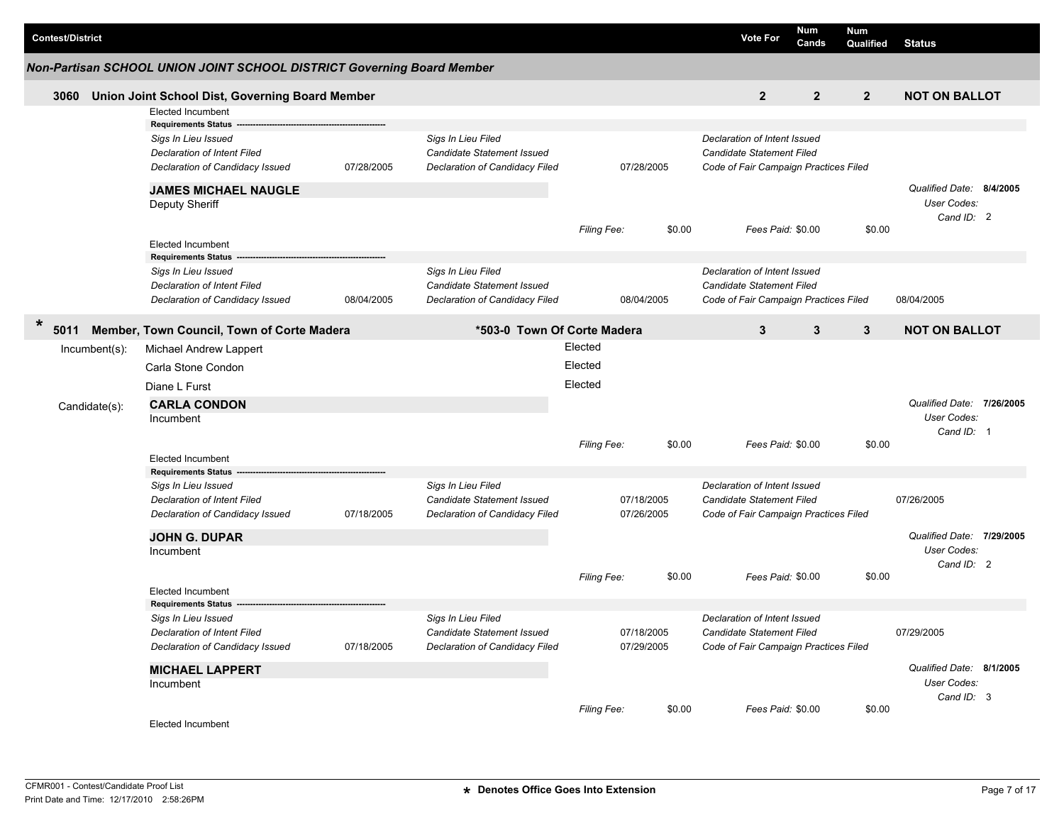| Contest/District | Vote For | Num Cands | Num Qualified | Status |
|---|---|---|---|---|

### Non-Partisan SCHOOL UNION JOINT SCHOOL DISTRICT Governing Board Member

**3060 Union Joint School Dist, Governing Board Member** — Vote For: **2** | Num Cands: **2** | Num Qualified: **2** | **NOT ON BALLOT**

Elected Incumbent

**Requirements Status**

| | | | | | |
|---|---|---|---|---|---|
| *Sigs In Lieu Issued* | | *Sigs In Lieu Filed* | | *Declaration of Intent Issued* | |
| *Declaration of Intent Filed* | | *Candidate Statement Issued* | | *Candidate Statement Filed* | |
| *Declaration of Candidacy Issued* | 07/28/2005 | *Declaration of Candidacy Filed* | 07/28/2005 | *Code of Fair Campaign Practices Filed* | |

**JAMES MICHAEL NAUGLE**
Deputy Sheriff

*Qualified Date:* **8/4/2005**
*User Codes:*
*Cand ID:* 2

*Filing Fee:* $0.00 *Fees Paid:* $0.00 $0.00

Elected Incumbent

**Requirements Status**

| | | | | | |
|---|---|---|---|---|---|
| *Sigs In Lieu Issued* | | *Sigs In Lieu Filed* | | *Declaration of Intent Issued* | |
| *Declaration of Intent Filed* | | *Candidate Statement Issued* | | *Candidate Statement Filed* | |
| *Declaration of Candidacy Issued* | 08/04/2005 | *Declaration of Candidacy Filed* | 08/04/2005 | *Code of Fair Campaign Practices Filed* | 08/04/2005 |

**\* 5011 Member, Town Council, Town of Corte Madera** — **\*503-0 Town Of Corte Madera** — Vote For: **3** | Num Cands: **3** | Num Qualified: **3** | **NOT ON BALLOT**

Incumbent(s):

- Michael Andrew Lappert — Elected
- Carla Stone Condon — Elected
- Diane L Furst — Elected

Candidate(s):

**CARLA CONDON**
Incumbent

*Qualified Date:* **7/26/2005**
*User Codes:*
*Cand ID:* 1

*Filing Fee:* $0.00 *Fees Paid:* $0.00 $0.00

Elected Incumbent

**Requirements Status**

| | | | | | |
|---|---|---|---|---|---|
| *Sigs In Lieu Issued* | | *Sigs In Lieu Filed* | | *Declaration of Intent Issued* | |
| *Declaration of Intent Filed* | | *Candidate Statement Issued* | 07/18/2005 | *Candidate Statement Filed* | 07/26/2005 |
| *Declaration of Candidacy Issued* | 07/18/2005 | *Declaration of Candidacy Filed* | 07/26/2005 | *Code of Fair Campaign Practices Filed* | |

**JOHN G. DUPAR**
Incumbent

*Qualified Date:* **7/29/2005**
*User Codes:*
*Cand ID:* 2

*Filing Fee:* $0.00 *Fees Paid:* $0.00 $0.00

Elected Incumbent

**Requirements Status**

| | | | | | |
|---|---|---|---|---|---|
| *Sigs In Lieu Issued* | | *Sigs In Lieu Filed* | | *Declaration of Intent Issued* | |
| *Declaration of Intent Filed* | | *Candidate Statement Issued* | 07/18/2005 | *Candidate Statement Filed* | 07/29/2005 |
| *Declaration of Candidacy Issued* | 07/18/2005 | *Declaration of Candidacy Filed* | 07/29/2005 | *Code of Fair Campaign Practices Filed* | |

**MICHAEL LAPPERT**
Incumbent

*Qualified Date:* **8/1/2005**
*User Codes:*
*Cand ID:* 3

*Filing Fee:* $0.00 *Fees Paid:* $0.00 $0.00

Elected Incumbent

CFMR001 - Contest/Candidate Proof List
Print Date and Time: 12/17/2010 2:58:26PM

**\* Denotes Office Goes Into Extension**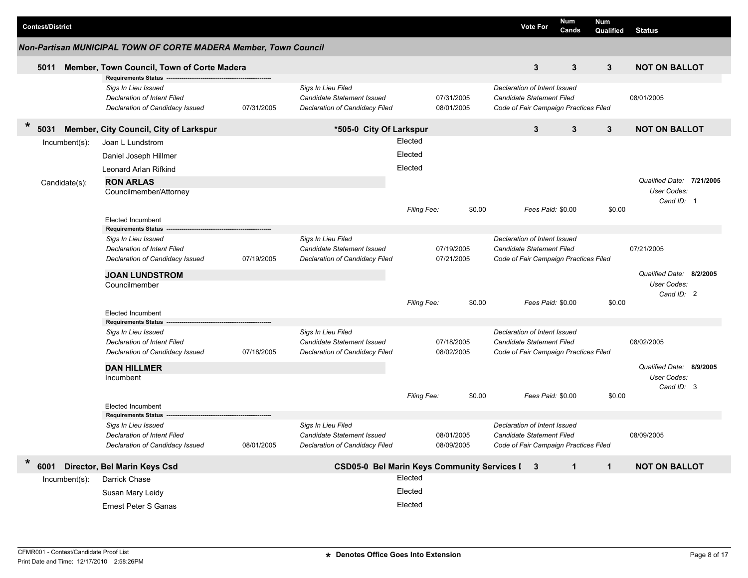| Contest/District | Vote For | Num Cands | Num Qualified | Status |
|---|---|---|---|---|

## Non-Partisan MUNICIPAL TOWN OF CORTE MADERA Member, Town Council

**5011 Member, Town Council, Town of Corte Madera** | Vote For: 3 | Num Cands: 3 | Num Qualified: 3 | **NOT ON BALLOT**

**Requirements Status**

| | | | | | |
|---|---|---|---|---|---|
| *Sigs In Lieu Issued* | | *Sigs In Lieu Filed* | | *Declaration of Intent Issued* | |
| *Declaration of Intent Filed* | | *Candidate Statement Issued* | 07/31/2005 | *Candidate Statement Filed* | 08/01/2005 |
| *Declaration of Candidacy Issued* | 07/31/2005 | *Declaration of Candidacy Filed* | 08/01/2005 | *Code of Fair Campaign Practices Filed* | |

**\* 5031 Member, City Council, City of Larkspur** — *505-0 City Of Larkspur | Vote For: 3 | Num Cands: 3 | Num Qualified: 3 | **NOT ON BALLOT**

Incumbent(s):

- Joan L Lundstrom — Elected
- Daniel Joseph Hillmer — Elected
- Leonard Arlan Rifkind — Elected

Candidate(s):

**RON ARLAS**
Councilmember/Attorney

*Qualified Date:* **7/21/2005**
*User Codes:*
*Cand ID:* 1

*Filing Fee:* $0.00 | *Fees Paid:* $0.00 | $0.00

Elected Incumbent

**Requirements Status**

| | | | | | |
|---|---|---|---|---|---|
| *Sigs In Lieu Issued* | | *Sigs In Lieu Filed* | | *Declaration of Intent Issued* | |
| *Declaration of Intent Filed* | | *Candidate Statement Issued* | 07/19/2005 | *Candidate Statement Filed* | 07/21/2005 |
| *Declaration of Candidacy Issued* | 07/19/2005 | *Declaration of Candidacy Filed* | 07/21/2005 | *Code of Fair Campaign Practices Filed* | |

**JOAN LUNDSTROM**
Councilmember

*Qualified Date:* **8/2/2005**
*User Codes:*
*Cand ID:* 2

*Filing Fee:* $0.00 | *Fees Paid:* $0.00 | $0.00

Elected Incumbent

**Requirements Status**

| | | | | | |
|---|---|---|---|---|---|
| *Sigs In Lieu Issued* | | *Sigs In Lieu Filed* | | *Declaration of Intent Issued* | |
| *Declaration of Intent Filed* | | *Candidate Statement Issued* | 07/18/2005 | *Candidate Statement Filed* | 08/02/2005 |
| *Declaration of Candidacy Issued* | 07/18/2005 | *Declaration of Candidacy Filed* | 08/02/2005 | *Code of Fair Campaign Practices Filed* | |

**DAN HILLMER**
Incumbent

*Qualified Date:* **8/9/2005**
*User Codes:*
*Cand ID:* 3

*Filing Fee:* $0.00 | *Fees Paid:* $0.00 | $0.00

Elected Incumbent

**Requirements Status**

| | | | | | |
|---|---|---|---|---|---|
| *Sigs In Lieu Issued* | | *Sigs In Lieu Filed* | | *Declaration of Intent Issued* | |
| *Declaration of Intent Filed* | | *Candidate Statement Issued* | 08/01/2005 | *Candidate Statement Filed* | 08/09/2005 |
| *Declaration of Candidacy Issued* | 08/01/2005 | *Declaration of Candidacy Filed* | 08/09/2005 | *Code of Fair Campaign Practices Filed* | |

**\* 6001 Director, Bel Marin Keys Csd** — CSD05-0 Bel Marin Keys Community Services [ | Vote For: 3 | Num Cands: 1 | Num Qualified: 1 | **NOT ON BALLOT**

Incumbent(s):

- Darrick Chase — Elected
- Susan Mary Leidy — Elected
- Ernest Peter S Ganas — Elected

CFMR001 - Contest/Candidate Proof List
Print Date and Time: 12/17/2010 2:58:26PM

\* Denotes Office Goes Into Extension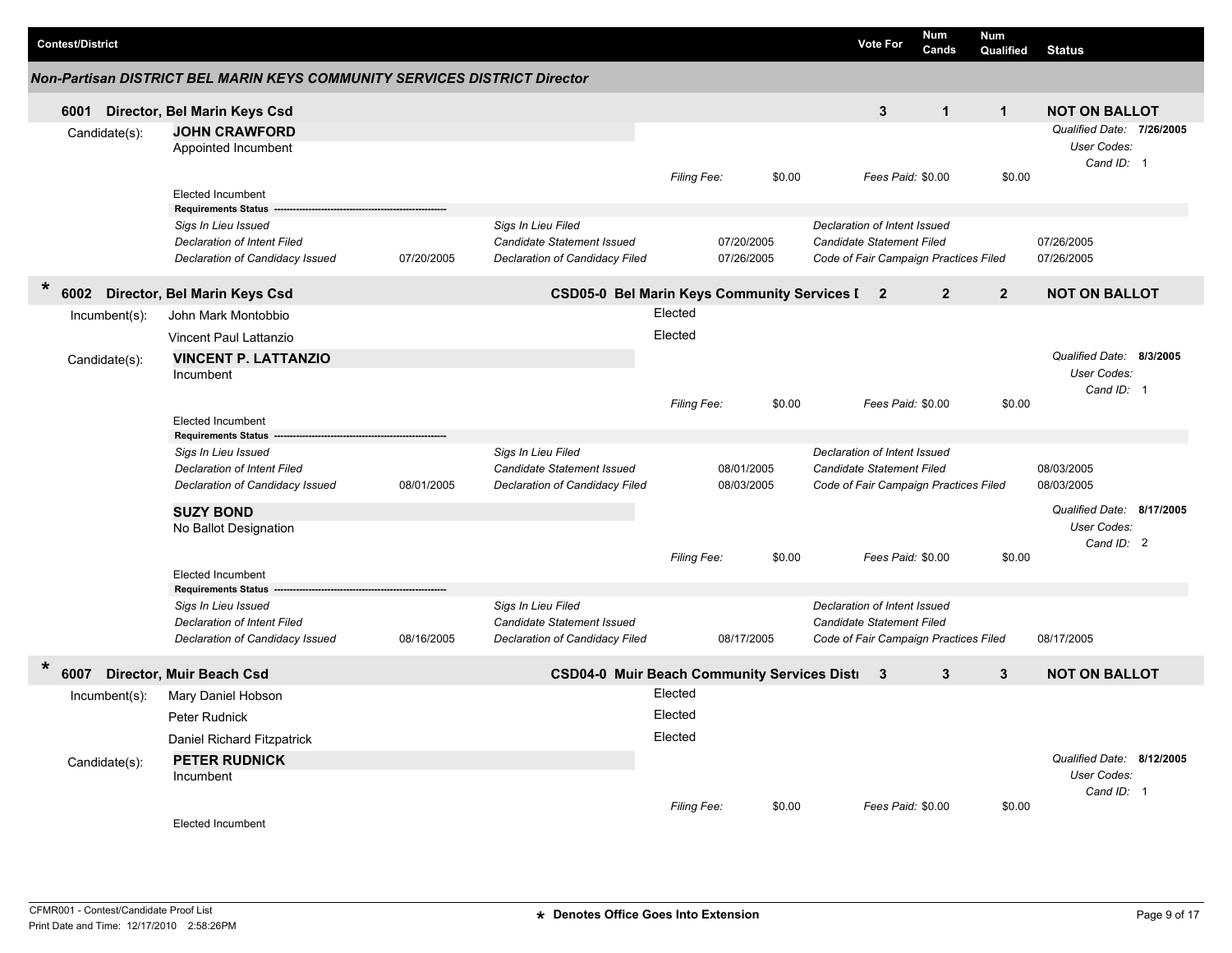| Contest/District | | Vote For | Num Cands | Num Qualified | Status |
|---|---|---|---|---|---|

## Non-Partisan DISTRICT BEL MARIN KEYS COMMUNITY SERVICES DISTRICT Director

### 6001 Director, Bel Marin Keys Csd

| Vote For | Num Cands | Num Qualified | Status |
|---|---|---|---|
| 3 | 1 | 1 | NOT ON BALLOT |

Candidate(s):

**JOHN CRAWFORD**
Appointed Incumbent

*Qualified Date:* **7/26/2005**
*User Codes:*
*Cand ID:* 1

*Filing Fee:* $0.00 *Fees Paid:* $0.00 $0.00

Elected Incumbent

**Requirements Status**

| | | | | | |
|---|---|---|---|---|---|
| *Sigs In Lieu Issued* | | *Sigs In Lieu Filed* | | *Declaration of Intent Issued* | |
| *Declaration of Intent Filed* | | *Candidate Statement Issued* | 07/20/2005 | *Candidate Statement Filed* | 07/26/2005 |
| *Declaration of Candidacy Issued* | 07/20/2005 | *Declaration of Candidacy Filed* | 07/26/2005 | *Code of Fair Campaign Practices Filed* | 07/26/2005 |

### * 6002 Director, Bel Marin Keys Csd

CSD05-0 Bel Marin Keys Community Services I

| Vote For | Num Cands | Num Qualified | Status |
|---|---|---|---|
| 2 | 2 | 2 | NOT ON BALLOT |

Incumbent(s):
- John Mark Montobbio — Elected
- Vincent Paul Lattanzio — Elected

Candidate(s):

**VINCENT P. LATTANZIO**
Incumbent

*Qualified Date:* **8/3/2005**
*User Codes:*
*Cand ID:* 1

*Filing Fee:* $0.00 *Fees Paid:* $0.00 $0.00

Elected Incumbent

**Requirements Status**

| | | | | | |
|---|---|---|---|---|---|
| *Sigs In Lieu Issued* | | *Sigs In Lieu Filed* | | *Declaration of Intent Issued* | |
| *Declaration of Intent Filed* | | *Candidate Statement Issued* | 08/01/2005 | *Candidate Statement Filed* | 08/03/2005 |
| *Declaration of Candidacy Issued* | 08/01/2005 | *Declaration of Candidacy Filed* | 08/03/2005 | *Code of Fair Campaign Practices Filed* | 08/03/2005 |

**SUZY BOND**
No Ballot Designation

*Qualified Date:* **8/17/2005**
*User Codes:*
*Cand ID:* 2

*Filing Fee:* $0.00 *Fees Paid:* $0.00 $0.00

Elected Incumbent

**Requirements Status**

| | | | | | |
|---|---|---|---|---|---|
| *Sigs In Lieu Issued* | | *Sigs In Lieu Filed* | | *Declaration of Intent Issued* | |
| *Declaration of Intent Filed* | | *Candidate Statement Issued* | | *Candidate Statement Filed* | |
| *Declaration of Candidacy Issued* | 08/16/2005 | *Declaration of Candidacy Filed* | 08/17/2005 | *Code of Fair Campaign Practices Filed* | 08/17/2005 |

### * 6007 Director, Muir Beach Csd

CSD04-0 Muir Beach Community Services Distı

| Vote For | Num Cands | Num Qualified | Status |
|---|---|---|---|
| 3 | 3 | 3 | NOT ON BALLOT |

Incumbent(s):
- Mary Daniel Hobson — Elected
- Peter Rudnick — Elected
- Daniel Richard Fitzpatrick — Elected

Candidate(s):

**PETER RUDNICK**
Incumbent

*Qualified Date:* **8/12/2005**
*User Codes:*
*Cand ID:* 1

*Filing Fee:* $0.00 *Fees Paid:* $0.00 $0.00

Elected Incumbent

CFMR001 - Contest/Candidate Proof List
Print Date and Time: 12/17/2010 2:58:26PM

* Denotes Office Goes Into Extension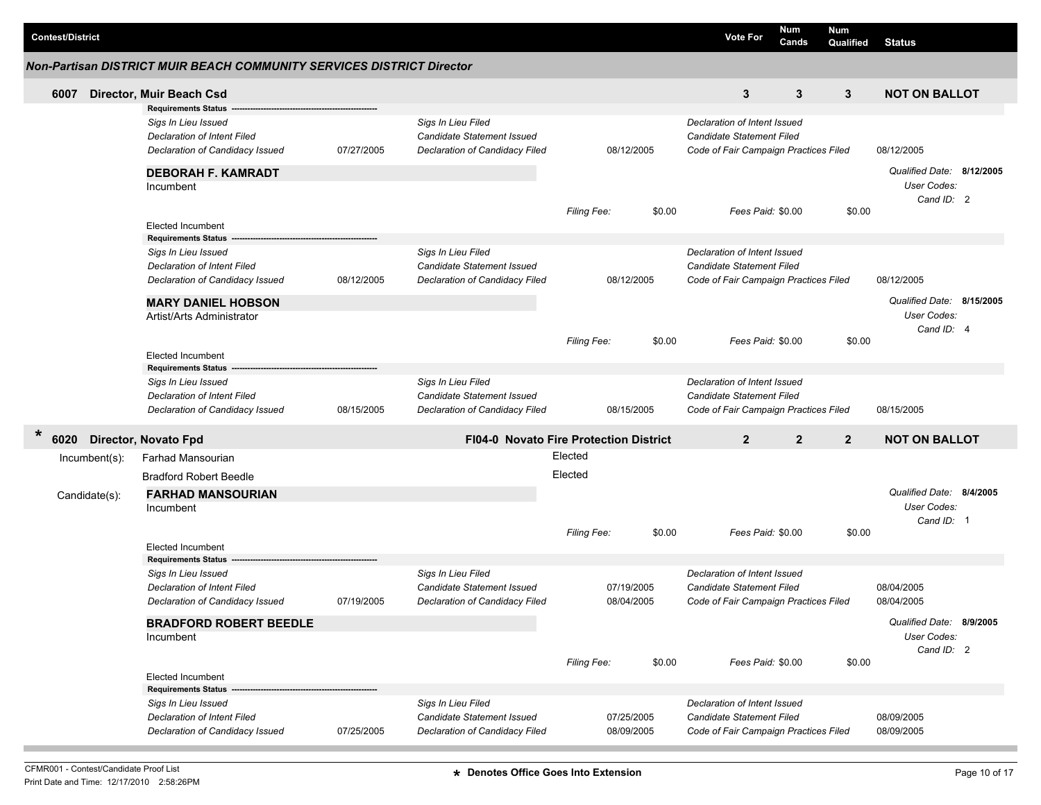| Contest/District | Vote For | Num Cands | Num Qualified | Status |
|---|---|---|---|---|

## Non-Partisan DISTRICT MUIR BEACH COMMUNITY SERVICES DISTRICT Director

### 6007 Director, Muir Beach Csd

| Vote For | Num Cands | Num Qualified | Status |
|---|---|---|---|
| 3 | 3 | 3 | NOT ON BALLOT |

**Requirements Status**

| | | | | | |
|---|---|---|---|---|---|
| *Sigs In Lieu Issued* | | *Sigs In Lieu Filed* | | *Declaration of Intent Issued* | |
| *Declaration of Intent Filed* | | *Candidate Statement Issued* | | *Candidate Statement Filed* | |
| *Declaration of Candidacy Issued* | 07/27/2005 | *Declaration of Candidacy Filed* | 08/12/2005 | *Code of Fair Campaign Practices Filed* | 08/12/2005 |

**DEBORAH F. KAMRADT**
Incumbent

*Qualified Date:* **8/12/2005**
*User Codes:*
*Cand ID:* 2

*Filing Fee:* $0.00 *Fees Paid:* $0.00 $0.00

Elected Incumbent

**Requirements Status**

| | | | | | |
|---|---|---|---|---|---|
| *Sigs In Lieu Issued* | | *Sigs In Lieu Filed* | | *Declaration of Intent Issued* | |
| *Declaration of Intent Filed* | | *Candidate Statement Issued* | | *Candidate Statement Filed* | |
| *Declaration of Candidacy Issued* | 08/12/2005 | *Declaration of Candidacy Filed* | 08/12/2005 | *Code of Fair Campaign Practices Filed* | 08/12/2005 |

**MARY DANIEL HOBSON**
Artist/Arts Administrator

*Qualified Date:* **8/15/2005**
*User Codes:*
*Cand ID:* 4

*Filing Fee:* $0.00 *Fees Paid:* $0.00 $0.00

Elected Incumbent

**Requirements Status**

| | | | | | |
|---|---|---|---|---|---|
| *Sigs In Lieu Issued* | | *Sigs In Lieu Filed* | | *Declaration of Intent Issued* | |
| *Declaration of Intent Filed* | | *Candidate Statement Issued* | | *Candidate Statement Filed* | |
| *Declaration of Candidacy Issued* | 08/15/2005 | *Declaration of Candidacy Filed* | 08/15/2005 | *Code of Fair Campaign Practices Filed* | 08/15/2005 |

### * 6020 Director, Novato Fpd — FI04-0 Novato Fire Protection District

| Vote For | Num Cands | Num Qualified | Status |
|---|---|---|---|
| 2 | 2 | 2 | NOT ON BALLOT |

Incumbent(s):
- Farhad Mansourian — Elected
- Bradford Robert Beedle — Elected

Candidate(s):

**FARHAD MANSOURIAN**
Incumbent

*Qualified Date:* **8/4/2005**
*User Codes:*
*Cand ID:* 1

*Filing Fee:* $0.00 *Fees Paid:* $0.00 $0.00

Elected Incumbent

**Requirements Status**

| | | | | | |
|---|---|---|---|---|---|
| *Sigs In Lieu Issued* | | *Sigs In Lieu Filed* | | *Declaration of Intent Issued* | |
| *Declaration of Intent Filed* | | *Candidate Statement Issued* | 07/19/2005 | *Candidate Statement Filed* | 08/04/2005 |
| *Declaration of Candidacy Issued* | 07/19/2005 | *Declaration of Candidacy Filed* | 08/04/2005 | *Code of Fair Campaign Practices Filed* | 08/04/2005 |

**BRADFORD ROBERT BEEDLE**
Incumbent

*Qualified Date:* **8/9/2005**
*User Codes:*
*Cand ID:* 2

*Filing Fee:* $0.00 *Fees Paid:* $0.00 $0.00

Elected Incumbent

**Requirements Status**

| | | | | | |
|---|---|---|---|---|---|
| *Sigs In Lieu Issued* | | *Sigs In Lieu Filed* | | *Declaration of Intent Issued* | |
| *Declaration of Intent Filed* | | *Candidate Statement Issued* | 07/25/2005 | *Candidate Statement Filed* | 08/09/2005 |
| *Declaration of Candidacy Issued* | 07/25/2005 | *Declaration of Candidacy Filed* | 08/09/2005 | *Code of Fair Campaign Practices Filed* | 08/09/2005 |

CFMR001 - Contest/Candidate Proof List
Print Date and Time: 12/17/2010 2:58:26PM

**\* Denotes Office Goes Into Extension**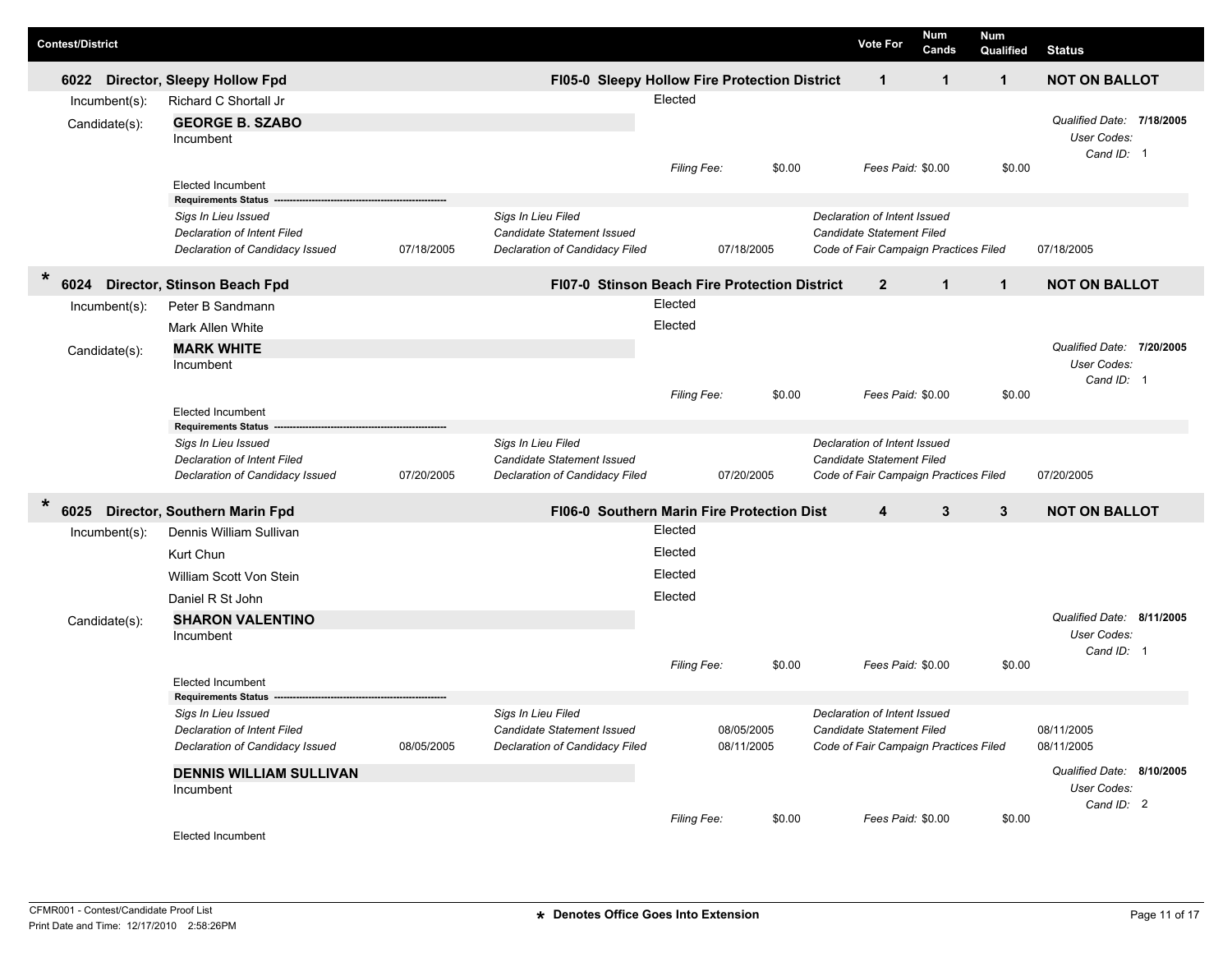| Contest/District | | Vote For | Num Cands | Num Qualified | Status |
|---|---|---|---|---|---|
| **6022 Director, Sleepy Hollow Fpd** | **FI05-0 Sleepy Hollow Fire Protection District** | **1** | **1** | **1** | **NOT ON BALLOT** |

Incumbent(s): Richard C Shortall Jr — Elected

Candidate(s):

**GEORGE B. SZABO**
Incumbent

*Qualified Date:* **7/18/2005**
*User Codes:*
*Cand ID:* 1

*Filing Fee:* $0.00 *Fees Paid:* $0.00 $0.00

Elected Incumbent

**Requirements Status**

| | | | | | |
|---|---|---|---|---|---|
| *Sigs In Lieu Issued* | | *Sigs In Lieu Filed* | | *Declaration of Intent Issued* | |
| *Declaration of Intent Filed* | | *Candidate Statement Issued* | | *Candidate Statement Filed* | |
| *Declaration of Candidacy Issued* | 07/18/2005 | *Declaration of Candidacy Filed* | 07/18/2005 | *Code of Fair Campaign Practices Filed* | 07/18/2005 |

| Contest/District | | Vote For | Num Cands | Num Qualified | Status |
|---|---|---|---|---|---|
| * **6024 Director, Stinson Beach Fpd** | **FI07-0 Stinson Beach Fire Protection District** | **2** | **1** | **1** | **NOT ON BALLOT** |

Incumbent(s):
- Peter B Sandmann — Elected
- Mark Allen White — Elected

Candidate(s):

**MARK WHITE**
Incumbent

*Qualified Date:* **7/20/2005**
*User Codes:*
*Cand ID:* 1

*Filing Fee:* $0.00 *Fees Paid:* $0.00 $0.00

Elected Incumbent

**Requirements Status**

| | | | | | |
|---|---|---|---|---|---|
| *Sigs In Lieu Issued* | | *Sigs In Lieu Filed* | | *Declaration of Intent Issued* | |
| *Declaration of Intent Filed* | | *Candidate Statement Issued* | | *Candidate Statement Filed* | |
| *Declaration of Candidacy Issued* | 07/20/2005 | *Declaration of Candidacy Filed* | 07/20/2005 | *Code of Fair Campaign Practices Filed* | 07/20/2005 |

| Contest/District | | Vote For | Num Cands | Num Qualified | Status |
|---|---|---|---|---|---|
| * **6025 Director, Southern Marin Fpd** | **FI06-0 Southern Marin Fire Protection Dist** | **4** | **3** | **3** | **NOT ON BALLOT** |

Incumbent(s):
- Dennis William Sullivan — Elected
- Kurt Chun — Elected
- William Scott Von Stein — Elected
- Daniel R St John — Elected

Candidate(s):

**SHARON VALENTINO**
Incumbent

*Qualified Date:* **8/11/2005**
*User Codes:*
*Cand ID:* 1

*Filing Fee:* $0.00 *Fees Paid:* $0.00 $0.00

Elected Incumbent

**Requirements Status**

| | | | | | |
|---|---|---|---|---|---|
| *Sigs In Lieu Issued* | | *Sigs In Lieu Filed* | | *Declaration of Intent Issued* | |
| *Declaration of Intent Filed* | | *Candidate Statement Issued* | 08/05/2005 | *Candidate Statement Filed* | 08/11/2005 |
| *Declaration of Candidacy Issued* | 08/05/2005 | *Declaration of Candidacy Filed* | 08/11/2005 | *Code of Fair Campaign Practices Filed* | 08/11/2005 |

**DENNIS WILLIAM SULLIVAN**
Incumbent

*Qualified Date:* **8/10/2005**
*User Codes:*
*Cand ID:* 2

*Filing Fee:* $0.00 *Fees Paid:* $0.00 $0.00

Elected Incumbent

CFMR001 - Contest/Candidate Proof List
Print Date and Time: 12/17/2010 2:58:26PM

\* Denotes Office Goes Into Extension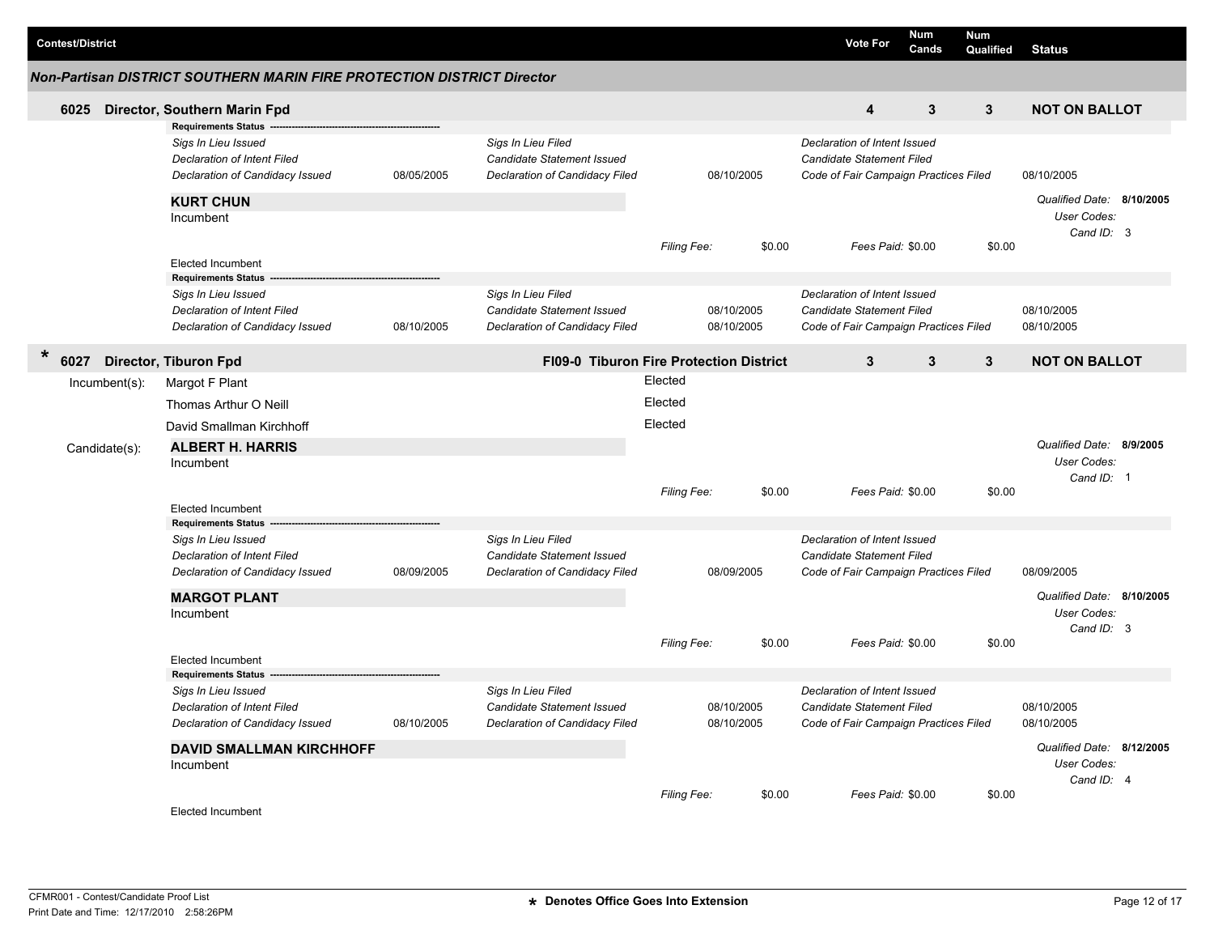| Contest/District | Vote For | Num Cands | Num Qualified | Status |
|---|---|---|---|---|

## *Non-Partisan DISTRICT SOUTHERN MARIN FIRE PROTECTION DISTRICT Director*

### 6025 Director, Southern Marin Fpd

| Vote For | Num Cands | Num Qualified | Status |
|---|---|---|---|
| 4 | 3 | 3 | NOT ON BALLOT |

**Requirements Status**

| | | | | | |
|---|---|---|---|---|---|
| *Sigs In Lieu Issued* | | *Sigs In Lieu Filed* | | *Declaration of Intent Issued* | |
| *Declaration of Intent Filed* | | *Candidate Statement Issued* | | *Candidate Statement Filed* | |
| *Declaration of Candidacy Issued* | 08/05/2005 | *Declaration of Candidacy Filed* | 08/10/2005 | *Code of Fair Campaign Practices Filed* | 08/10/2005 |

**KURT CHUN**
Incumbent

*Qualified Date:* **8/10/2005**
*User Codes:*
*Cand ID:* 3

*Filing Fee:* $0.00 *Fees Paid:* $0.00 $0.00

Elected Incumbent

**Requirements Status**

| | | | | | |
|---|---|---|---|---|---|
| *Sigs In Lieu Issued* | | *Sigs In Lieu Filed* | | *Declaration of Intent Issued* | |
| *Declaration of Intent Filed* | | *Candidate Statement Issued* | 08/10/2005 | *Candidate Statement Filed* | 08/10/2005 |
| *Declaration of Candidacy Issued* | 08/10/2005 | *Declaration of Candidacy Filed* | 08/10/2005 | *Code of Fair Campaign Practices Filed* | 08/10/2005 |

### * 6027 Director, Tiburon Fpd — FI09-0 Tiburon Fire Protection District

| Vote For | Num Cands | Num Qualified | Status |
|---|---|---|---|
| 3 | 3 | 3 | NOT ON BALLOT |

Incumbent(s):

| | |
|---|---|
| Margot F Plant | Elected |
| Thomas Arthur O Neill | Elected |
| David Smallman Kirchhoff | Elected |

Candidate(s):

**ALBERT H. HARRIS**
Incumbent

*Qualified Date:* **8/9/2005**
*User Codes:*
*Cand ID:* 1

*Filing Fee:* $0.00 *Fees Paid:* $0.00 $0.00

Elected Incumbent

**Requirements Status**

| | | | | | |
|---|---|---|---|---|---|
| *Sigs In Lieu Issued* | | *Sigs In Lieu Filed* | | *Declaration of Intent Issued* | |
| *Declaration of Intent Filed* | | *Candidate Statement Issued* | | *Candidate Statement Filed* | |
| *Declaration of Candidacy Issued* | 08/09/2005 | *Declaration of Candidacy Filed* | 08/09/2005 | *Code of Fair Campaign Practices Filed* | 08/09/2005 |

**MARGOT PLANT**
Incumbent

*Qualified Date:* **8/10/2005**
*User Codes:*
*Cand ID:* 3

*Filing Fee:* $0.00 *Fees Paid:* $0.00 $0.00

Elected Incumbent

**Requirements Status**

| | | | | | |
|---|---|---|---|---|---|
| *Sigs In Lieu Issued* | | *Sigs In Lieu Filed* | | *Declaration of Intent Issued* | |
| *Declaration of Intent Filed* | | *Candidate Statement Issued* | 08/10/2005 | *Candidate Statement Filed* | 08/10/2005 |
| *Declaration of Candidacy Issued* | 08/10/2005 | *Declaration of Candidacy Filed* | 08/10/2005 | *Code of Fair Campaign Practices Filed* | 08/10/2005 |

**DAVID SMALLMAN KIRCHHOFF**
Incumbent

*Qualified Date:* **8/12/2005**
*User Codes:*
*Cand ID:* 4

*Filing Fee:* $0.00 *Fees Paid:* $0.00 $0.00

Elected Incumbent

CFMR001 - Contest/Candidate Proof List
Print Date and Time: 12/17/2010 2:58:26PM

**\* Denotes Office Goes Into Extension**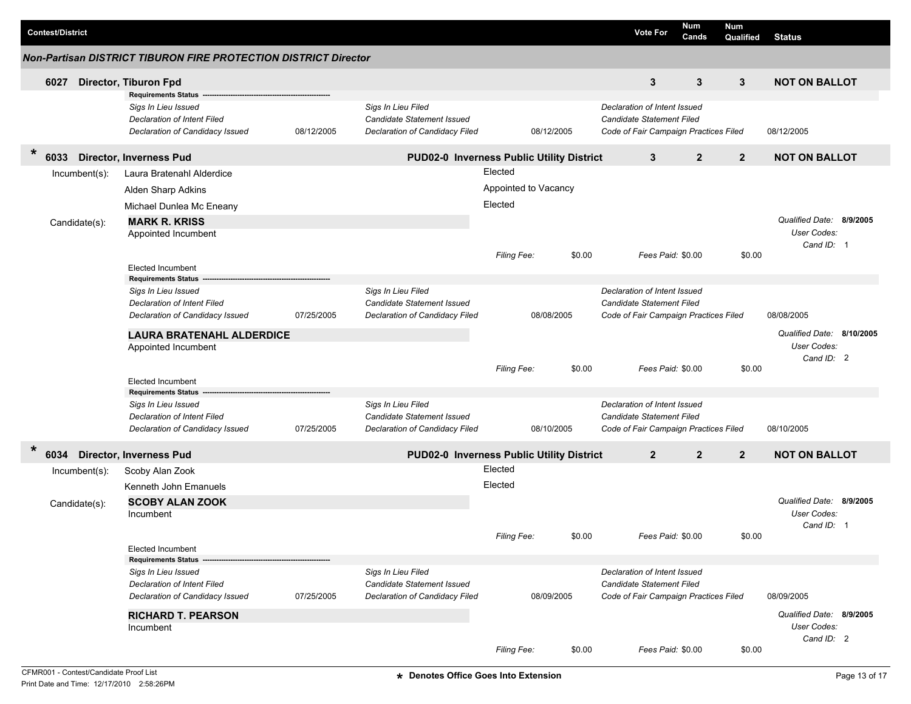| Contest/District | Vote For | Num Cands | Num Qualified | Status |
| --- | --- | --- | --- | --- |

### Non-Partisan DISTRICT TIBURON FIRE PROTECTION DISTRICT Director

| Contest/District | | Vote For | Num Cands | Num Qualified | Status |
| --- | --- | --- | --- | --- | --- |
| 6027 Director, Tiburon Fpd | | 3 | 3 | 3 | NOT ON BALLOT |

**Requirements Status**

| | | | | | |
| --- | --- | --- | --- | --- | --- |
| *Sigs In Lieu Issued* | | *Sigs In Lieu Filed* | | *Declaration of Intent Issued* | |
| *Declaration of Intent Filed* | | *Candidate Statement Issued* | | *Candidate Statement Filed* | |
| *Declaration of Candidacy Issued* | 08/12/2005 | *Declaration of Candidacy Filed* | 08/12/2005 | *Code of Fair Campaign Practices Filed* | 08/12/2005 |

| Contest/District | | Vote For | Num Cands | Num Qualified | Status |
| --- | --- | --- | --- | --- | --- |
| * 6033 Director, Inverness Pud | PUD02-0 Inverness Public Utility District | 3 | 2 | 2 | NOT ON BALLOT |

Incumbent(s):
- Laura Bratenahl Alderdice — Elected
- Alden Sharp Adkins — Appointed to Vacancy
- Michael Dunlea Mc Eneany — Elected

Candidate(s):

**MARK R. KRISS**
Appointed Incumbent

*Qualified Date:* **8/9/2005**
*User Codes:*
*Cand ID:* 1

*Filing Fee:* $0.00 *Fees Paid:* $0.00 $0.00

Elected Incumbent

**Requirements Status**

| | | | | | |
| --- | --- | --- | --- | --- | --- |
| *Sigs In Lieu Issued* | | *Sigs In Lieu Filed* | | *Declaration of Intent Issued* | |
| *Declaration of Intent Filed* | | *Candidate Statement Issued* | | *Candidate Statement Filed* | |
| *Declaration of Candidacy Issued* | 07/25/2005 | *Declaration of Candidacy Filed* | 08/08/2005 | *Code of Fair Campaign Practices Filed* | 08/08/2005 |

**LAURA BRATENAHL ALDERDICE**
Appointed Incumbent

*Qualified Date:* **8/10/2005**
*User Codes:*
*Cand ID:* 2

*Filing Fee:* $0.00 *Fees Paid:* $0.00 $0.00

Elected Incumbent

**Requirements Status**

| | | | | | |
| --- | --- | --- | --- | --- | --- |
| *Sigs In Lieu Issued* | | *Sigs In Lieu Filed* | | *Declaration of Intent Issued* | |
| *Declaration of Intent Filed* | | *Candidate Statement Issued* | | *Candidate Statement Filed* | |
| *Declaration of Candidacy Issued* | 07/25/2005 | *Declaration of Candidacy Filed* | 08/10/2005 | *Code of Fair Campaign Practices Filed* | 08/10/2005 |

| Contest/District | | Vote For | Num Cands | Num Qualified | Status |
| --- | --- | --- | --- | --- | --- |
| * 6034 Director, Inverness Pud | PUD02-0 Inverness Public Utility District | 2 | 2 | 2 | NOT ON BALLOT |

Incumbent(s):
- Scoby Alan Zook — Elected
- Kenneth John Emanuels — Elected

Candidate(s):

**SCOBY ALAN ZOOK**
Incumbent

*Qualified Date:* **8/9/2005**
*User Codes:*
*Cand ID:* 1

*Filing Fee:* $0.00 *Fees Paid:* $0.00 $0.00

Elected Incumbent

**Requirements Status**

| | | | | | |
| --- | --- | --- | --- | --- | --- |
| *Sigs In Lieu Issued* | | *Sigs In Lieu Filed* | | *Declaration of Intent Issued* | |
| *Declaration of Intent Filed* | | *Candidate Statement Issued* | | *Candidate Statement Filed* | |
| *Declaration of Candidacy Issued* | 07/25/2005 | *Declaration of Candidacy Filed* | 08/09/2005 | *Code of Fair Campaign Practices Filed* | 08/09/2005 |

**RICHARD T. PEARSON**
Incumbent

*Qualified Date:* **8/9/2005**
*User Codes:*
*Cand ID:* 2

*Filing Fee:* $0.00 *Fees Paid:* $0.00 $0.00

CFMR001 - Contest/Candidate Proof List
Print Date and Time: 12/17/2010 2:58:26PM

* Denotes Office Goes Into Extension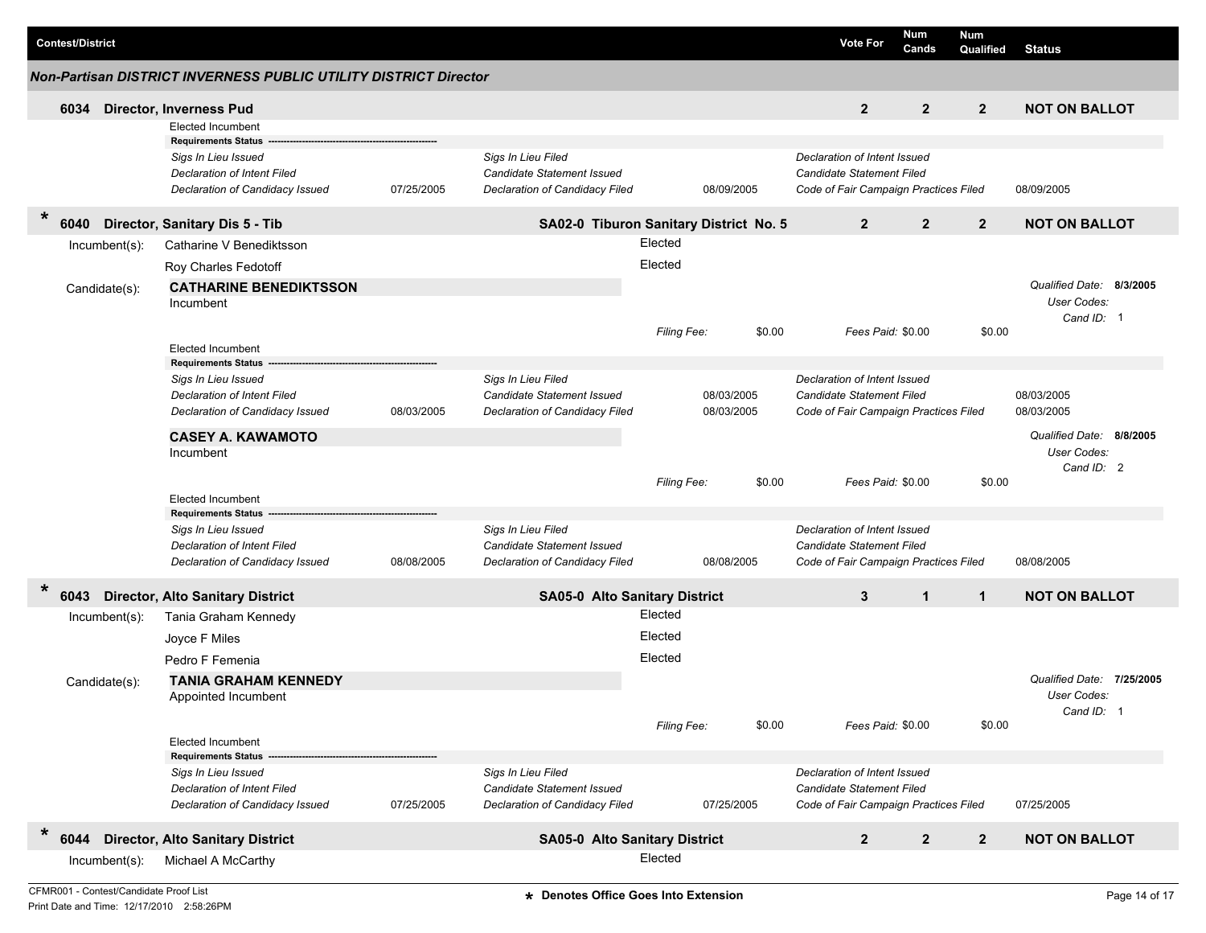| Contest/District | Vote For | Num Cands | Num Qualified | Status |
|---|---|---|---|---|

### Non-Partisan DISTRICT INVERNESS PUBLIC UTILITY DISTRICT Director

**6034 Director, Inverness Pud** — Vote For: **2** | Num Cands: **2** | Num Qualified: **2** | **NOT ON BALLOT**

Elected Incumbent

**Requirements Status**

| | | | | | |
|---|---|---|---|---|---|
| *Sigs In Lieu Issued* | | *Sigs In Lieu Filed* | | *Declaration of Intent Issued* | |
| *Declaration of Intent Filed* | | *Candidate Statement Issued* | | *Candidate Statement Filed* | |
| *Declaration of Candidacy Issued* | 07/25/2005 | *Declaration of Candidacy Filed* | 08/09/2005 | *Code of Fair Campaign Practices Filed* | 08/09/2005 |

---

\* **6040 Director, Sanitary Dis 5 - Tib** — **SA02-0 Tiburon Sanitary District No. 5** — Vote For: **2** | Num Cands: **2** | Num Qualified: **2** | **NOT ON BALLOT**

Incumbent(s):
- Catharine V Benediktsson — Elected
- Roy Charles Fedotoff — Elected

Candidate(s):

**CATHARINE BENEDIKTSSON**
Incumbent

*Qualified Date:* **8/3/2005**
*User Codes:*
*Cand ID:* 1

*Filing Fee:* $0.00 *Fees Paid:* $0.00 $0.00

Elected Incumbent

**Requirements Status**

| | | | | | |
|---|---|---|---|---|---|
| *Sigs In Lieu Issued* | | *Sigs In Lieu Filed* | | *Declaration of Intent Issued* | |
| *Declaration of Intent Filed* | | *Candidate Statement Issued* | 08/03/2005 | *Candidate Statement Filed* | 08/03/2005 |
| *Declaration of Candidacy Issued* | 08/03/2005 | *Declaration of Candidacy Filed* | 08/03/2005 | *Code of Fair Campaign Practices Filed* | 08/03/2005 |

**CASEY A. KAWAMOTO**
Incumbent

*Qualified Date:* **8/8/2005**
*User Codes:*
*Cand ID:* 2

*Filing Fee:* $0.00 *Fees Paid:* $0.00 $0.00

Elected Incumbent

**Requirements Status**

| | | | | | |
|---|---|---|---|---|---|
| *Sigs In Lieu Issued* | | *Sigs In Lieu Filed* | | *Declaration of Intent Issued* | |
| *Declaration of Intent Filed* | | *Candidate Statement Issued* | | *Candidate Statement Filed* | |
| *Declaration of Candidacy Issued* | 08/08/2005 | *Declaration of Candidacy Filed* | 08/08/2005 | *Code of Fair Campaign Practices Filed* | 08/08/2005 |

---

\* **6043 Director, Alto Sanitary District** — **SA05-0 Alto Sanitary District** — Vote For: **3** | Num Cands: **1** | Num Qualified: **1** | **NOT ON BALLOT**

Incumbent(s):
- Tania Graham Kennedy — Elected
- Joyce F Miles — Elected
- Pedro F Femenia — Elected

Candidate(s):

**TANIA GRAHAM KENNEDY**
Appointed Incumbent

*Qualified Date:* **7/25/2005**
*User Codes:*
*Cand ID:* 1

*Filing Fee:* $0.00 *Fees Paid:* $0.00 $0.00

Elected Incumbent

**Requirements Status**

| | | | | | |
|---|---|---|---|---|---|
| *Sigs In Lieu Issued* | | *Sigs In Lieu Filed* | | *Declaration of Intent Issued* | |
| *Declaration of Intent Filed* | | *Candidate Statement Issued* | | *Candidate Statement Filed* | |
| *Declaration of Candidacy Issued* | 07/25/2005 | *Declaration of Candidacy Filed* | 07/25/2005 | *Code of Fair Campaign Practices Filed* | 07/25/2005 |

---

\* **6044 Director, Alto Sanitary District** — **SA05-0 Alto Sanitary District** — Vote For: **2** | Num Cands: **2** | Num Qualified: **2** | **NOT ON BALLOT**

Incumbent(s):
- Michael A McCarthy — Elected

\* Denotes Office Goes Into Extension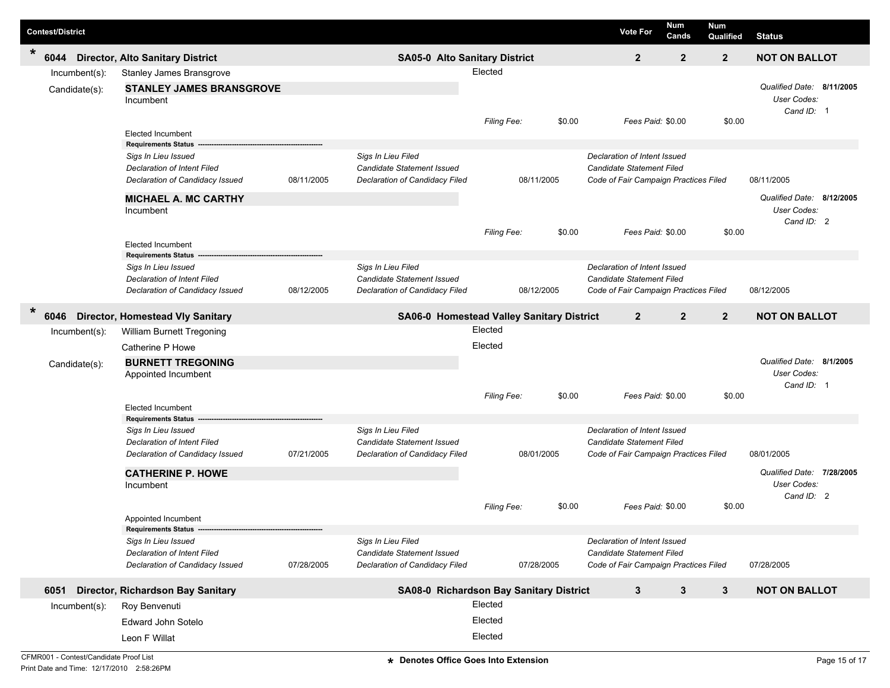| Contest/District | | Vote For | Num Cands | Num Qualified | Status |
|---|---|---|---|---|---|

## * 6044 Director, Alto Sanitary District — SA05-0 Alto Sanitary District

| Vote For | Num Cands | Num Qualified | Status |
|---|---|---|---|
| 2 | 2 | 2 | NOT ON BALLOT |

Incumbent(s): Stanley James Bransgrove — Elected

Candidate(s):

**STANLEY JAMES BRANSGROVE**
Incumbent

*Qualified Date:* **8/11/2005**
*User Codes:*
*Cand ID:* 1

*Filing Fee:* $0.00 *Fees Paid:* $0.00 $0.00

Elected Incumbent

**Requirements Status**

| | | | | | |
|---|---|---|---|---|---|
| *Sigs In Lieu Issued* | | *Sigs In Lieu Filed* | | *Declaration of Intent Issued* | |
| *Declaration of Intent Filed* | | *Candidate Statement Issued* | | *Candidate Statement Filed* | |
| *Declaration of Candidacy Issued* | 08/11/2005 | *Declaration of Candidacy Filed* | 08/11/2005 | *Code of Fair Campaign Practices Filed* | 08/11/2005 |

**MICHAEL A. MC CARTHY**
Incumbent

*Qualified Date:* **8/12/2005**
*User Codes:*
*Cand ID:* 2

*Filing Fee:* $0.00 *Fees Paid:* $0.00 $0.00

Elected Incumbent

**Requirements Status**

| | | | | | |
|---|---|---|---|---|---|
| *Sigs In Lieu Issued* | | *Sigs In Lieu Filed* | | *Declaration of Intent Issued* | |
| *Declaration of Intent Filed* | | *Candidate Statement Issued* | | *Candidate Statement Filed* | |
| *Declaration of Candidacy Issued* | 08/12/2005 | *Declaration of Candidacy Filed* | 08/12/2005 | *Code of Fair Campaign Practices Filed* | 08/12/2005 |

## * 6046 Director, Homestead Vly Sanitary — SA06-0 Homestead Valley Sanitary District

| Vote For | Num Cands | Num Qualified | Status |
|---|---|---|---|
| 2 | 2 | 2 | NOT ON BALLOT |

Incumbent(s):
- William Burnett Tregoning — Elected
- Catherine P Howe — Elected

Candidate(s):

**BURNETT TREGONING**
Appointed Incumbent

*Qualified Date:* **8/1/2005**
*User Codes:*
*Cand ID:* 1

*Filing Fee:* $0.00 *Fees Paid:* $0.00 $0.00

Elected Incumbent

**Requirements Status**

| | | | | | |
|---|---|---|---|---|---|
| *Sigs In Lieu Issued* | | *Sigs In Lieu Filed* | | *Declaration of Intent Issued* | |
| *Declaration of Intent Filed* | | *Candidate Statement Issued* | | *Candidate Statement Filed* | |
| *Declaration of Candidacy Issued* | 07/21/2005 | *Declaration of Candidacy Filed* | 08/01/2005 | *Code of Fair Campaign Practices Filed* | 08/01/2005 |

**CATHERINE P. HOWE**
Incumbent

*Qualified Date:* **7/28/2005**
*User Codes:*
*Cand ID:* 2

*Filing Fee:* $0.00 *Fees Paid:* $0.00 $0.00

Appointed Incumbent

**Requirements Status**

| | | | | | |
|---|---|---|---|---|---|
| *Sigs In Lieu Issued* | | *Sigs In Lieu Filed* | | *Declaration of Intent Issued* | |
| *Declaration of Intent Filed* | | *Candidate Statement Issued* | | *Candidate Statement Filed* | |
| *Declaration of Candidacy Issued* | 07/28/2005 | *Declaration of Candidacy Filed* | 07/28/2005 | *Code of Fair Campaign Practices Filed* | 07/28/2005 |

## 6051 Director, Richardson Bay Sanitary — SA08-0 Richardson Bay Sanitary District

| Vote For | Num Cands | Num Qualified | Status |
|---|---|---|---|
| 3 | 3 | 3 | NOT ON BALLOT |

Incumbent(s):
- Roy Benvenuti — Elected
- Edward John Sotelo — Elected
- Leon F Willat — Elected

CFMR001 - Contest/Candidate Proof List
Print Date and Time: 12/17/2010 2:58:26PM

\* Denotes Office Goes Into Extension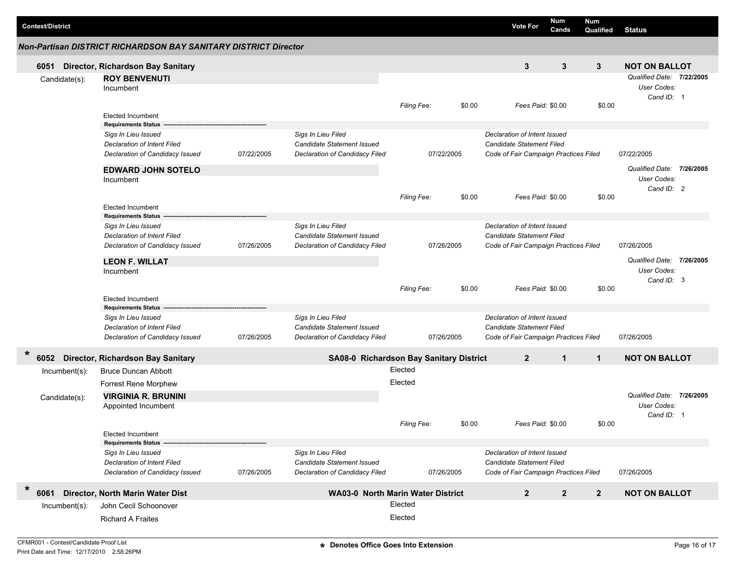| Contest/District | Vote For | Num Cands | Num Qualified | Status |
|---|---|---|---|---|

## *Non-Partisan DISTRICT RICHARDSON BAY SANITARY DISTRICT Director*

### 6051 Director, Richardson Bay Sanitary

| Vote For | Num Cands | Num Qualified | Status |
|---|---|---|---|
| 3 | 3 | 3 | NOT ON BALLOT |

Candidate(s):

**ROY BENVENUTI**
Incumbent

*Filing Fee:* $0.00 *Fees Paid:* $0.00 $0.00

*Qualified Date:* **7/22/2005**
*User Codes:*
*Cand ID:* 1

Elected Incumbent

**Requirements Status**

| | | | | | |
|---|---|---|---|---|---|
| *Sigs In Lieu Issued* | | *Sigs In Lieu Filed* | | *Declaration of Intent Issued* | |
| *Declaration of Intent Filed* | | *Candidate Statement Issued* | | *Candidate Statement Filed* | |
| *Declaration of Candidacy Issued* | 07/22/2005 | *Declaration of Candidacy Filed* | 07/22/2005 | *Code of Fair Campaign Practices Filed* | 07/22/2005 |

**EDWARD JOHN SOTELO**
Incumbent

*Filing Fee:* $0.00 *Fees Paid:* $0.00 $0.00

*Qualified Date:* **7/26/2005**
*User Codes:*
*Cand ID:* 2

Elected Incumbent

**Requirements Status**

| | | | | | |
|---|---|---|---|---|---|
| *Sigs In Lieu Issued* | | *Sigs In Lieu Filed* | | *Declaration of Intent Issued* | |
| *Declaration of Intent Filed* | | *Candidate Statement Issued* | | *Candidate Statement Filed* | |
| *Declaration of Candidacy Issued* | 07/26/2005 | *Declaration of Candidacy Filed* | 07/26/2005 | *Code of Fair Campaign Practices Filed* | 07/26/2005 |

**LEON F. WILLAT**
Incumbent

*Filing Fee:* $0.00 *Fees Paid:* $0.00 $0.00

*Qualified Date:* **7/26/2005**
*User Codes:*
*Cand ID:* 3

Elected Incumbent

**Requirements Status**

| | | | | | |
|---|---|---|---|---|---|
| *Sigs In Lieu Issued* | | *Sigs In Lieu Filed* | | *Declaration of Intent Issued* | |
| *Declaration of Intent Filed* | | *Candidate Statement Issued* | | *Candidate Statement Filed* | |
| *Declaration of Candidacy Issued* | 07/26/2005 | *Declaration of Candidacy Filed* | 07/26/2005 | *Code of Fair Campaign Practices Filed* | 07/26/2005 |

### * 6052 Director, Richardson Bay Sanitary — SA08-0 Richardson Bay Sanitary District

| Vote For | Num Cands | Num Qualified | Status |
|---|---|---|---|
| 2 | 1 | 1 | NOT ON BALLOT |

Incumbent(s):

| | |
|---|---|
| Bruce Duncan Abbott | Elected |
| Forrest Rene Morphew | Elected |

Candidate(s):

**VIRGINIA R. BRUNINI**
Appointed Incumbent

*Filing Fee:* $0.00 *Fees Paid:* $0.00 $0.00

*Qualified Date:* **7/26/2005**
*User Codes:*
*Cand ID:* 1

Elected Incumbent

**Requirements Status**

| | | | | | |
|---|---|---|---|---|---|
| *Sigs In Lieu Issued* | | *Sigs In Lieu Filed* | | *Declaration of Intent Issued* | |
| *Declaration of Intent Filed* | | *Candidate Statement Issued* | | *Candidate Statement Filed* | |
| *Declaration of Candidacy Issued* | 07/26/2005 | *Declaration of Candidacy Filed* | 07/26/2005 | *Code of Fair Campaign Practices Filed* | 07/26/2005 |

### * 6061 Director, North Marin Water Dist — WA03-0 North Marin Water District

| Vote For | Num Cands | Num Qualified | Status |
|---|---|---|---|
| 2 | 2 | 2 | NOT ON BALLOT |

Incumbent(s):

| | |
|---|---|
| John Cecil Schoonover | Elected |
| Richard A Fraites | Elected |

**\*** Denotes Office Goes Into Extension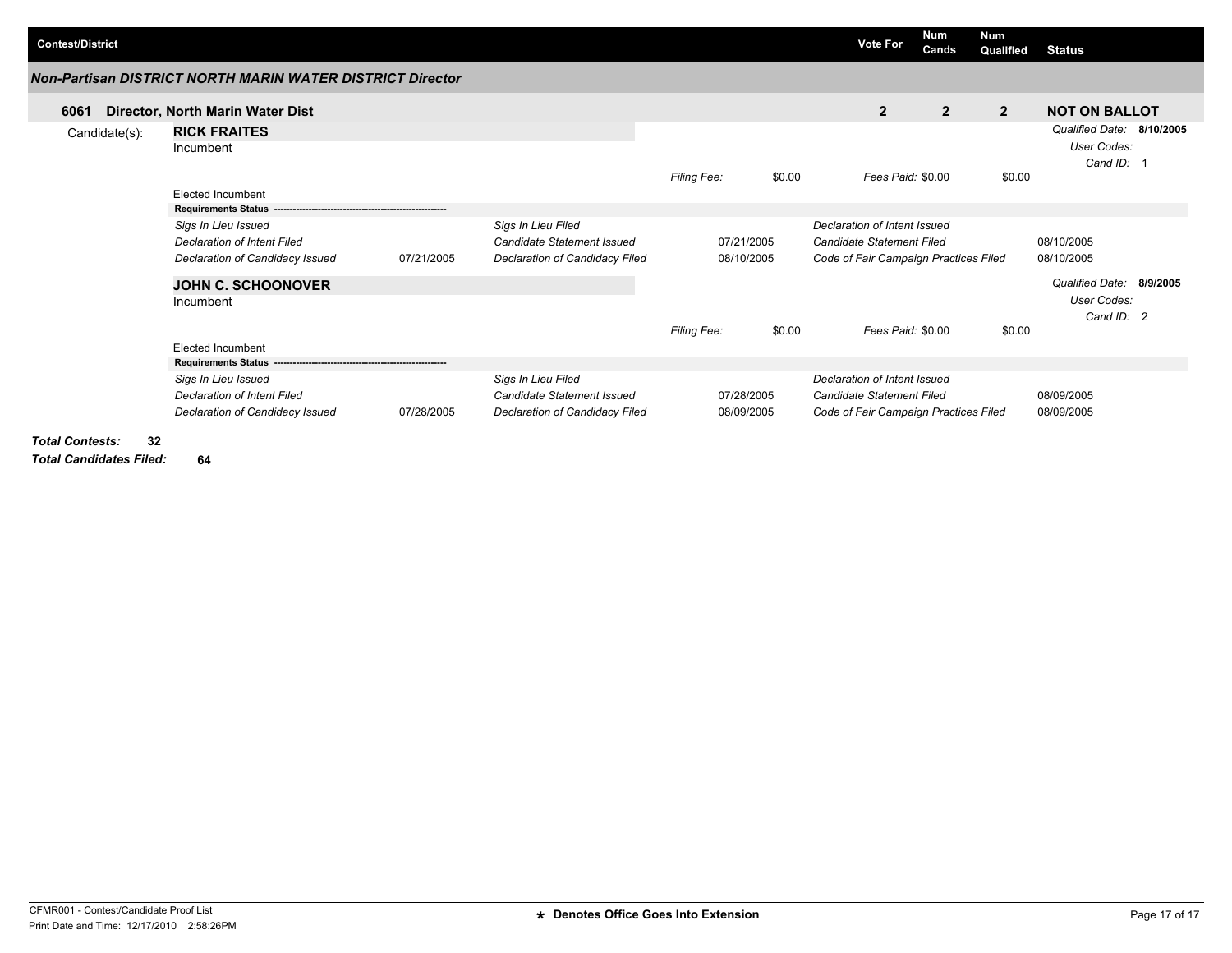| Contest/District | Vote For | Num Cands | Num Qualified | Status |
|---|---|---|---|---|

***Non-Partisan DISTRICT NORTH MARIN WATER DISTRICT Director***

| **6061 Director, North Marin Water Dist** | **2** | **2** | **2** | **NOT ON BALLOT** |
|---|---|---|---|---|

Candidate(s):

**RICK FRAITES**
Incumbent

*Qualified Date:* **8/10/2005**
*User Codes:*
*Cand ID:* 1

*Filing Fee:* $0.00 *Fees Paid:* $0.00 $0.00

Elected Incumbent

**Requirements Status**

| | | | | | |
|---|---|---|---|---|---|
| *Sigs In Lieu Issued* | | *Sigs In Lieu Filed* | | *Declaration of Intent Issued* | |
| *Declaration of Intent Filed* | | *Candidate Statement Issued* | 07/21/2005 | *Candidate Statement Filed* | 08/10/2005 |
| *Declaration of Candidacy Issued* | 07/21/2005 | *Declaration of Candidacy Filed* | 08/10/2005 | *Code of Fair Campaign Practices Filed* | 08/10/2005 |

**JOHN C. SCHOONOVER**
Incumbent

*Qualified Date:* **8/9/2005**
*User Codes:*
*Cand ID:* 2

*Filing Fee:* $0.00 *Fees Paid:* $0.00 $0.00

Elected Incumbent

**Requirements Status**

| | | | | | |
|---|---|---|---|---|---|
| *Sigs In Lieu Issued* | | *Sigs In Lieu Filed* | | *Declaration of Intent Issued* | |
| *Declaration of Intent Filed* | | *Candidate Statement Issued* | 07/28/2005 | *Candidate Statement Filed* | 08/09/2005 |
| *Declaration of Candidacy Issued* | 07/28/2005 | *Declaration of Candidacy Filed* | 08/09/2005 | *Code of Fair Campaign Practices Filed* | 08/09/2005 |

***Total Contests:*** **32**
***Total Candidates Filed:*** **64**

CFMR001 - Contest/Candidate Proof List
Print Date and Time: 12/17/2010 2:58:26PM

**\* Denotes Office Goes Into Extension**